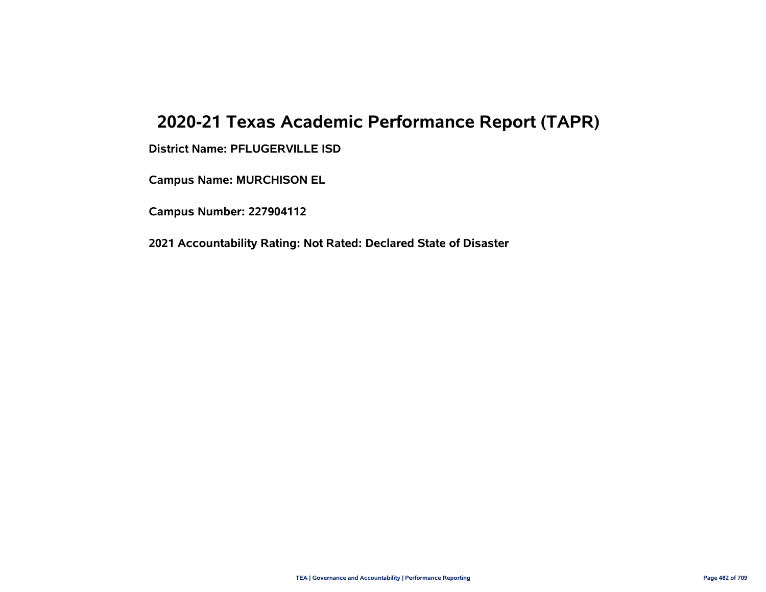# 2020-21 Texas Academic Performance Report (TAPR)

**District Name: PFLUGERVILLE ISD**

**Campus Name: MURCHISON EL**

**Campus Number: 227904112**

**2021 Accountability Rating: Not Rated: Declared State of Disaster**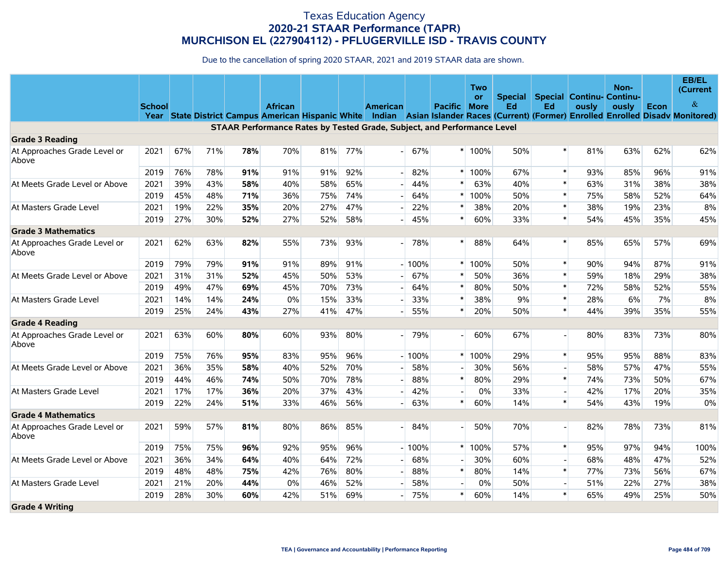# Texas Education Agency
## 2020-21 STAAR Performance (TAPR)
## MURCHISON EL (227904112) - PFLUGERVILLE ISD - TRAVIS COUNTY

Due to the cancellation of spring 2020 STAAR, 2021 and 2019 STAAR data are shown.

| | School Year | State | District | Campus | African American | Hispanic | White | American Indian | Asian | Pacific Islander | Two or More Races | Special Ed (Current) | Special Ed (Former) | Continuously Enrolled | Non-Continuously Enrolled | Econ Disadv | EB/EL (Current & Monitored) |
|---|---|---|---|---|---|---|---|---|---|---|---|---|---|---|---|---|---|
| **STAAR Performance Rates by Tested Grade, Subject, and Performance Level** | | | | | | | | | | | | | | | | | |
| **Grade 3 Reading** | | | | | | | | | | | | | | | | | |
| At Approaches Grade Level or Above | 2021 | 67% | 71% | **78%** | 70% | 81% | 77% | - | 67% | * | 100% | 50% | * | 81% | 63% | 62% | 62% |
| | 2019 | 76% | 78% | **91%** | 91% | 91% | 92% | - | 82% | * | 100% | 67% | * | 93% | 85% | 96% | 91% |
| At Meets Grade Level or Above | 2021 | 39% | 43% | **58%** | 40% | 58% | 65% | - | 44% | * | 63% | 40% | * | 63% | 31% | 38% | 38% |
| | 2019 | 45% | 48% | **71%** | 36% | 75% | 74% | - | 64% | * | 100% | 50% | * | 75% | 58% | 52% | 64% |
| At Masters Grade Level | 2021 | 19% | 22% | **35%** | 20% | 27% | 47% | - | 22% | * | 38% | 20% | * | 38% | 19% | 23% | 8% |
| | 2019 | 27% | 30% | **52%** | 27% | 52% | 58% | - | 45% | * | 60% | 33% | * | 54% | 45% | 35% | 45% |
| **Grade 3 Mathematics** | | | | | | | | | | | | | | | | | |
| At Approaches Grade Level or Above | 2021 | 62% | 63% | **82%** | 55% | 73% | 93% | - | 78% | * | 88% | 64% | * | 85% | 65% | 57% | 69% |
| | 2019 | 79% | 79% | **91%** | 91% | 89% | 91% | - | 100% | * | 100% | 50% | * | 90% | 94% | 87% | 91% |
| At Meets Grade Level or Above | 2021 | 31% | 31% | **52%** | 45% | 50% | 53% | - | 67% | * | 50% | 36% | * | 59% | 18% | 29% | 38% |
| | 2019 | 49% | 47% | **69%** | 45% | 70% | 73% | - | 64% | * | 80% | 50% | * | 72% | 58% | 52% | 55% |
| At Masters Grade Level | 2021 | 14% | 14% | **24%** | 0% | 15% | 33% | - | 33% | * | 38% | 9% | * | 28% | 6% | 7% | 8% |
| | 2019 | 25% | 24% | **43%** | 27% | 41% | 47% | - | 55% | * | 20% | 50% | * | 44% | 39% | 35% | 55% |
| **Grade 4 Reading** | | | | | | | | | | | | | | | | | |
| At Approaches Grade Level or Above | 2021 | 63% | 60% | **80%** | 60% | 93% | 80% | - | 79% | - | 60% | 67% | - | 80% | 83% | 73% | 80% |
| | 2019 | 75% | 76% | **95%** | 83% | 95% | 96% | - | 100% | * | 100% | 29% | * | 95% | 95% | 88% | 83% |
| At Meets Grade Level or Above | 2021 | 36% | 35% | **58%** | 40% | 52% | 70% | - | 58% | - | 30% | 56% | - | 58% | 57% | 47% | 55% |
| | 2019 | 44% | 46% | **74%** | 50% | 70% | 78% | - | 88% | * | 80% | 29% | * | 74% | 73% | 50% | 67% |
| At Masters Grade Level | 2021 | 17% | 17% | **36%** | 20% | 37% | 43% | - | 42% | - | 0% | 33% | - | 42% | 17% | 20% | 35% |
| | 2019 | 22% | 24% | **51%** | 33% | 46% | 56% | - | 63% | * | 60% | 14% | * | 54% | 43% | 19% | 0% |
| **Grade 4 Mathematics** | | | | | | | | | | | | | | | | | |
| At Approaches Grade Level or Above | 2021 | 59% | 57% | **81%** | 80% | 86% | 85% | - | 84% | - | 50% | 70% | - | 82% | 78% | 73% | 81% |
| | 2019 | 75% | 75% | **96%** | 92% | 95% | 96% | - | 100% | * | 100% | 57% | * | 95% | 97% | 94% | 100% |
| At Meets Grade Level or Above | 2021 | 36% | 34% | **64%** | 40% | 64% | 72% | - | 68% | - | 30% | 60% | - | 68% | 48% | 47% | 52% |
| | 2019 | 48% | 48% | **75%** | 42% | 76% | 80% | - | 88% | * | 80% | 14% | * | 77% | 73% | 56% | 67% |
| At Masters Grade Level | 2021 | 21% | 20% | **44%** | 0% | 46% | 52% | - | 58% | - | 0% | 50% | - | 51% | 22% | 27% | 38% |
| | 2019 | 28% | 30% | **60%** | 42% | 51% | 69% | - | 75% | * | 60% | 14% | * | 65% | 49% | 25% | 50% |
| **Grade 4 Writing** | | | | | | | | | | | | | | | | | |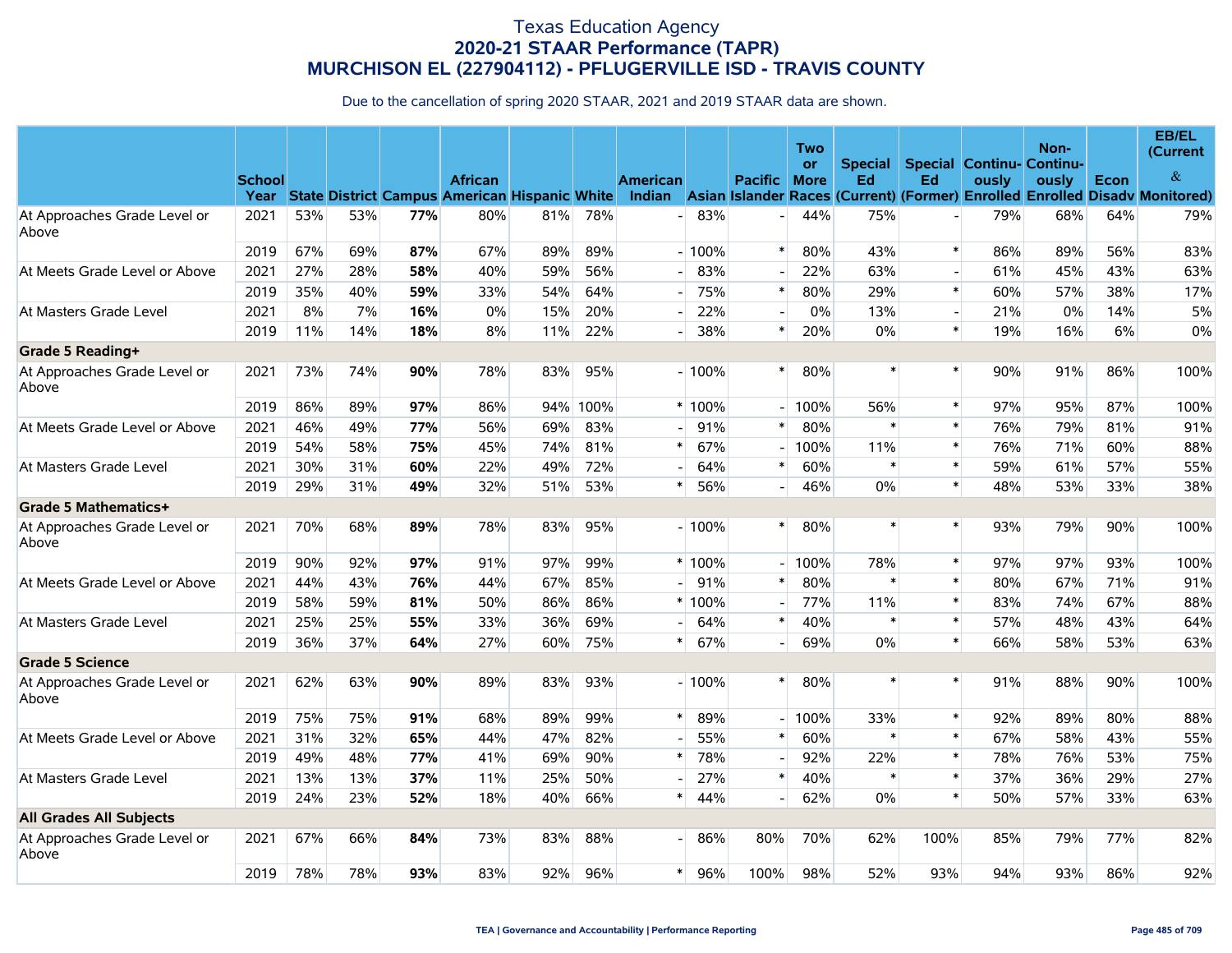# Texas Education Agency
## 2020-21 STAAR Performance (TAPR)
## MURCHISON EL (227904112) - PFLUGERVILLE ISD - TRAVIS COUNTY

Due to the cancellation of spring 2020 STAAR, 2021 and 2019 STAAR data are shown.

| | School Year | State | District | Campus | African American | Hispanic | White | American Indian | Asian | Pacific Islander | Two or More Races | Special Ed (Current) | Special Ed (Former) | Continuously Enrolled | Non-Continuously Enrolled | Econ Disadv | EB/EL (Current & Monitored) |
|---|---|---|---|---|---|---|---|---|---|---|---|---|---|---|---|---|---|
| At Approaches Grade Level or Above | 2021 | 53% | 53% | **77%** | 80% | 81% | 78% | - | 83% | - | 44% | 75% | - | 79% | 68% | 64% | 79% |
| | 2019 | 67% | 69% | **87%** | 67% | 89% | 89% | - | 100% | * | 80% | 43% | * | 86% | 89% | 56% | 83% |
| At Meets Grade Level or Above | 2021 | 27% | 28% | **58%** | 40% | 59% | 56% | - | 83% | - | 22% | 63% | - | 61% | 45% | 43% | 63% |
| | 2019 | 35% | 40% | **59%** | 33% | 54% | 64% | - | 75% | * | 80% | 29% | * | 60% | 57% | 38% | 17% |
| At Masters Grade Level | 2021 | 8% | 7% | **16%** | 0% | 15% | 20% | - | 22% | - | 0% | 13% | - | 21% | 0% | 14% | 5% |
| | 2019 | 11% | 14% | **18%** | 8% | 11% | 22% | - | 38% | * | 20% | 0% | * | 19% | 16% | 6% | 0% |
| **Grade 5 Reading+** | | | | | | | | | | | | | | | | | |
| At Approaches Grade Level or Above | 2021 | 73% | 74% | **90%** | 78% | 83% | 95% | - | 100% | * | 80% | * | * | 90% | 91% | 86% | 100% |
| | 2019 | 86% | 89% | **97%** | 86% | 94% | 100% | * | 100% | - | 100% | 56% | * | 97% | 95% | 87% | 100% |
| At Meets Grade Level or Above | 2021 | 46% | 49% | **77%** | 56% | 69% | 83% | - | 91% | * | 80% | * | * | 76% | 79% | 81% | 91% |
| | 2019 | 54% | 58% | **75%** | 45% | 74% | 81% | * | 67% | - | 100% | 11% | * | 76% | 71% | 60% | 88% |
| At Masters Grade Level | 2021 | 30% | 31% | **60%** | 22% | 49% | 72% | - | 64% | * | 60% | * | * | 59% | 61% | 57% | 55% |
| | 2019 | 29% | 31% | **49%** | 32% | 51% | 53% | * | 56% | - | 46% | 0% | * | 48% | 53% | 33% | 38% |
| **Grade 5 Mathematics+** | | | | | | | | | | | | | | | | | |
| At Approaches Grade Level or Above | 2021 | 70% | 68% | **89%** | 78% | 83% | 95% | - | 100% | * | 80% | * | * | 93% | 79% | 90% | 100% |
| | 2019 | 90% | 92% | **97%** | 91% | 97% | 99% | * | 100% | - | 100% | 78% | * | 97% | 97% | 93% | 100% |
| At Meets Grade Level or Above | 2021 | 44% | 43% | **76%** | 44% | 67% | 85% | - | 91% | * | 80% | * | * | 80% | 67% | 71% | 91% |
| | 2019 | 58% | 59% | **81%** | 50% | 86% | 86% | * | 100% | - | 77% | 11% | * | 83% | 74% | 67% | 88% |
| At Masters Grade Level | 2021 | 25% | 25% | **55%** | 33% | 36% | 69% | - | 64% | * | 40% | * | * | 57% | 48% | 43% | 64% |
| | 2019 | 36% | 37% | **64%** | 27% | 60% | 75% | * | 67% | - | 69% | 0% | * | 66% | 58% | 53% | 63% |
| **Grade 5 Science** | | | | | | | | | | | | | | | | | |
| At Approaches Grade Level or Above | 2021 | 62% | 63% | **90%** | 89% | 83% | 93% | - | 100% | * | 80% | * | * | 91% | 88% | 90% | 100% |
| | 2019 | 75% | 75% | **91%** | 68% | 89% | 99% | * | 89% | - | 100% | 33% | * | 92% | 89% | 80% | 88% |
| At Meets Grade Level or Above | 2021 | 31% | 32% | **65%** | 44% | 47% | 82% | - | 55% | * | 60% | * | * | 67% | 58% | 43% | 55% |
| | 2019 | 49% | 48% | **77%** | 41% | 69% | 90% | * | 78% | - | 92% | 22% | * | 78% | 76% | 53% | 75% |
| At Masters Grade Level | 2021 | 13% | 13% | **37%** | 11% | 25% | 50% | - | 27% | * | 40% | * | * | 37% | 36% | 29% | 27% |
| | 2019 | 24% | 23% | **52%** | 18% | 40% | 66% | * | 44% | - | 62% | 0% | * | 50% | 57% | 33% | 63% |
| **All Grades All Subjects** | | | | | | | | | | | | | | | | | |
| At Approaches Grade Level or Above | 2021 | 67% | 66% | **84%** | 73% | 83% | 88% | - | 86% | 80% | 70% | 62% | 100% | 85% | 79% | 77% | 82% |
| | 2019 | 78% | 78% | **93%** | 83% | 92% | 96% | * | 96% | 100% | 98% | 52% | 93% | 94% | 93% | 86% | 92% |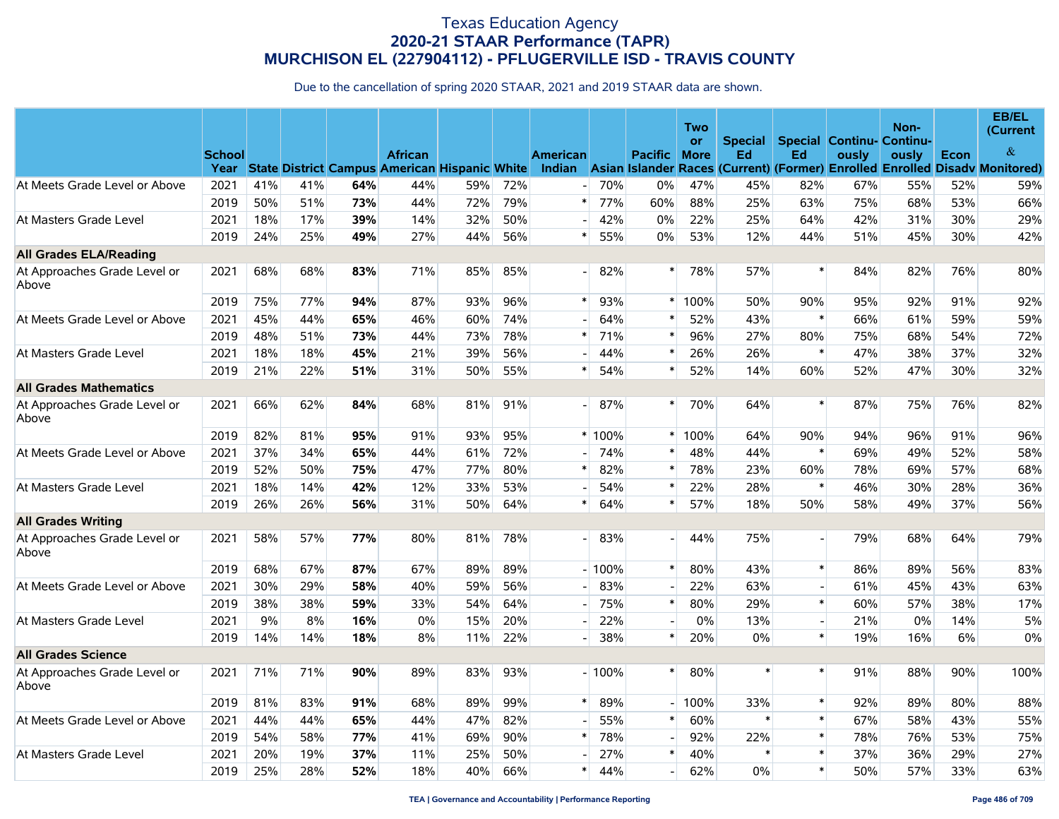# Texas Education Agency
## 2020-21 STAAR Performance (TAPR)
## MURCHISON EL (227904112) - PFLUGERVILLE ISD - TRAVIS COUNTY

Due to the cancellation of spring 2020 STAAR, 2021 and 2019 STAAR data are shown.

| | School Year | State | District | Campus | African American | Hispanic | White | American Indian | Asian | Pacific Islander | Two or More Races | Special Ed (Current) | Special Ed (Former) | Continuously Enrolled | Non-Continuously Enrolled | Econ Disadv | EB/EL (Current & Monitored) |
|---|---|---|---|---|---|---|---|---|---|---|---|---|---|---|---|---|---|
| At Meets Grade Level or Above | 2021 | 41% | 41% | **64%** | 44% | 59% | 72% | - | 70% | 0% | 47% | 45% | 82% | 67% | 55% | 52% | 59% |
| | 2019 | 50% | 51% | **73%** | 44% | 72% | 79% | * | 77% | 60% | 88% | 25% | 63% | 75% | 68% | 53% | 66% |
| At Masters Grade Level | 2021 | 18% | 17% | **39%** | 14% | 32% | 50% | - | 42% | 0% | 22% | 25% | 64% | 42% | 31% | 30% | 29% |
| | 2019 | 24% | 25% | **49%** | 27% | 44% | 56% | * | 55% | 0% | 53% | 12% | 44% | 51% | 45% | 30% | 42% |
| **All Grades ELA/Reading** | | | | | | | | | | | | | | | | | |
| At Approaches Grade Level or Above | 2021 | 68% | 68% | **83%** | 71% | 85% | 85% | - | 82% | * | 78% | 57% | * | 84% | 82% | 76% | 80% |
| | 2019 | 75% | 77% | **94%** | 87% | 93% | 96% | * | 93% | * | 100% | 50% | 90% | 95% | 92% | 91% | 92% |
| At Meets Grade Level or Above | 2021 | 45% | 44% | **65%** | 46% | 60% | 74% | - | 64% | * | 52% | 43% | * | 66% | 61% | 59% | 59% |
| | 2019 | 48% | 51% | **73%** | 44% | 73% | 78% | * | 71% | * | 96% | 27% | 80% | 75% | 68% | 54% | 72% |
| At Masters Grade Level | 2021 | 18% | 18% | **45%** | 21% | 39% | 56% | - | 44% | * | 26% | 26% | * | 47% | 38% | 37% | 32% |
| | 2019 | 21% | 22% | **51%** | 31% | 50% | 55% | * | 54% | * | 52% | 14% | 60% | 52% | 47% | 30% | 32% |
| **All Grades Mathematics** | | | | | | | | | | | | | | | | | |
| At Approaches Grade Level or Above | 2021 | 66% | 62% | **84%** | 68% | 81% | 91% | - | 87% | * | 70% | 64% | * | 87% | 75% | 76% | 82% |
| | 2019 | 82% | 81% | **95%** | 91% | 93% | 95% | * | 100% | * | 100% | 64% | 90% | 94% | 96% | 91% | 96% |
| At Meets Grade Level or Above | 2021 | 37% | 34% | **65%** | 44% | 61% | 72% | - | 74% | * | 48% | 44% | * | 69% | 49% | 52% | 58% |
| | 2019 | 52% | 50% | **75%** | 47% | 77% | 80% | * | 82% | * | 78% | 23% | 60% | 78% | 69% | 57% | 68% |
| At Masters Grade Level | 2021 | 18% | 14% | **42%** | 12% | 33% | 53% | - | 54% | * | 22% | 28% | * | 46% | 30% | 28% | 36% |
| | 2019 | 26% | 26% | **56%** | 31% | 50% | 64% | * | 64% | * | 57% | 18% | 50% | 58% | 49% | 37% | 56% |
| **All Grades Writing** | | | | | | | | | | | | | | | | | |
| At Approaches Grade Level or Above | 2021 | 58% | 57% | **77%** | 80% | 81% | 78% | - | 83% | - | 44% | 75% | - | 79% | 68% | 64% | 79% |
| | 2019 | 68% | 67% | **87%** | 67% | 89% | 89% | - | 100% | * | 80% | 43% | * | 86% | 89% | 56% | 83% |
| At Meets Grade Level or Above | 2021 | 30% | 29% | **58%** | 40% | 59% | 56% | - | 83% | - | 22% | 63% | - | 61% | 45% | 43% | 63% |
| | 2019 | 38% | 38% | **59%** | 33% | 54% | 64% | - | 75% | * | 80% | 29% | * | 60% | 57% | 38% | 17% |
| At Masters Grade Level | 2021 | 9% | 8% | **16%** | 0% | 15% | 20% | - | 22% | - | 0% | 13% | - | 21% | 0% | 14% | 5% |
| | 2019 | 14% | 14% | **18%** | 8% | 11% | 22% | - | 38% | * | 20% | 0% | * | 19% | 16% | 6% | 0% |
| **All Grades Science** | | | | | | | | | | | | | | | | | |
| At Approaches Grade Level or Above | 2021 | 71% | 71% | **90%** | 89% | 83% | 93% | - | 100% | * | 80% | * | * | 91% | 88% | 90% | 100% |
| | 2019 | 81% | 83% | **91%** | 68% | 89% | 99% | * | 89% | - | 100% | 33% | * | 92% | 89% | 80% | 88% |
| At Meets Grade Level or Above | 2021 | 44% | 44% | **65%** | 44% | 47% | 82% | - | 55% | * | 60% | * | * | 67% | 58% | 43% | 55% |
| | 2019 | 54% | 58% | **77%** | 41% | 69% | 90% | * | 78% | - | 92% | 22% | * | 78% | 76% | 53% | 75% |
| At Masters Grade Level | 2021 | 20% | 19% | **37%** | 11% | 25% | 50% | - | 27% | * | 40% | * | * | 37% | 36% | 29% | 27% |
| | 2019 | 25% | 28% | **52%** | 18% | 40% | 66% | * | 44% | - | 62% | 0% | * | 50% | 57% | 33% | 63% |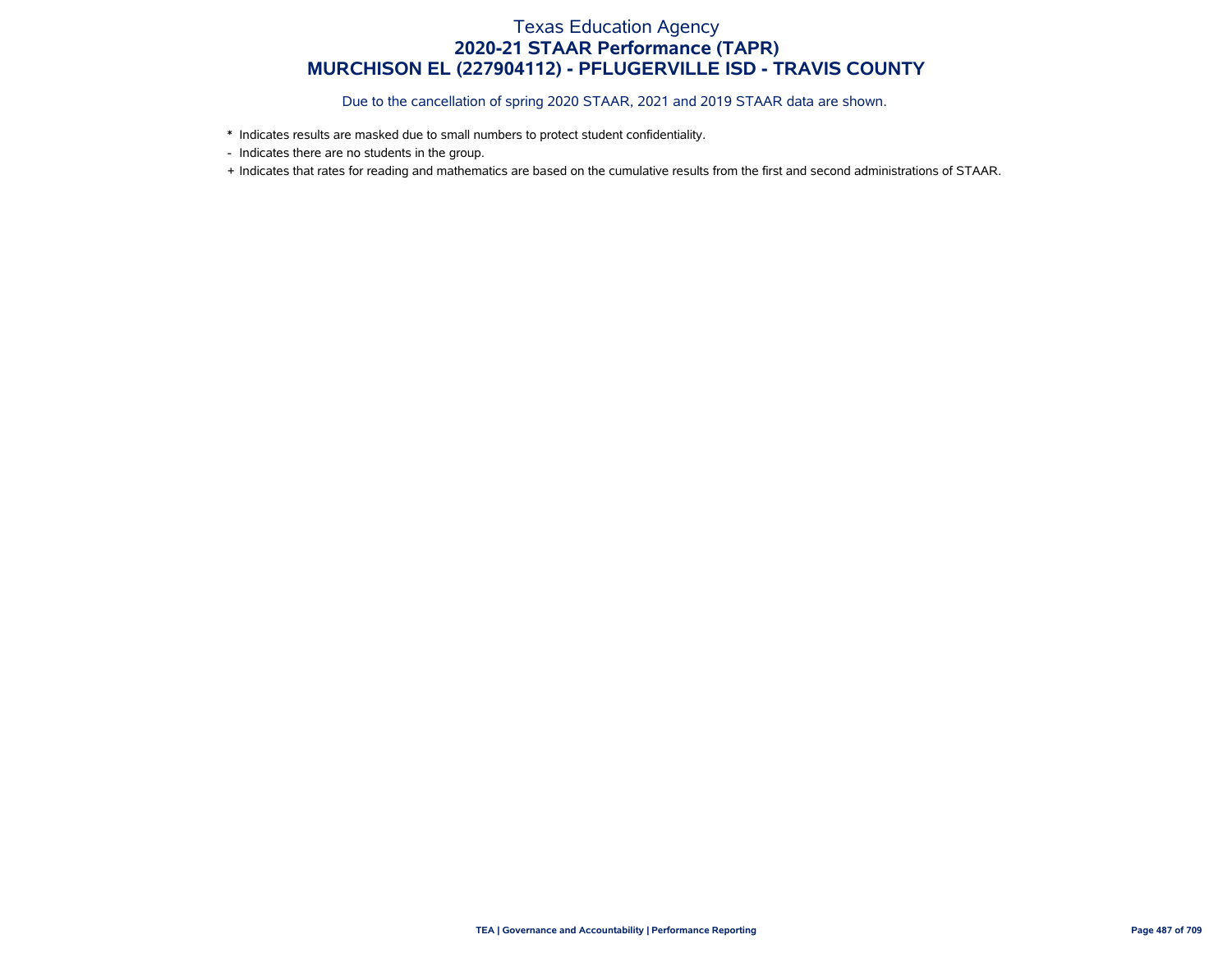# Texas Education Agency
## 2020-21 STAAR Performance (TAPR)
## MURCHISON EL (227904112) - PFLUGERVILLE ISD - TRAVIS COUNTY

Due to the cancellation of spring 2020 STAAR, 2021 and 2019 STAAR data are shown.

* Indicates results are masked due to small numbers to protect student confidentiality.

- Indicates there are no students in the group.

+ Indicates that rates for reading and mathematics are based on the cumulative results from the first and second administrations of STAAR.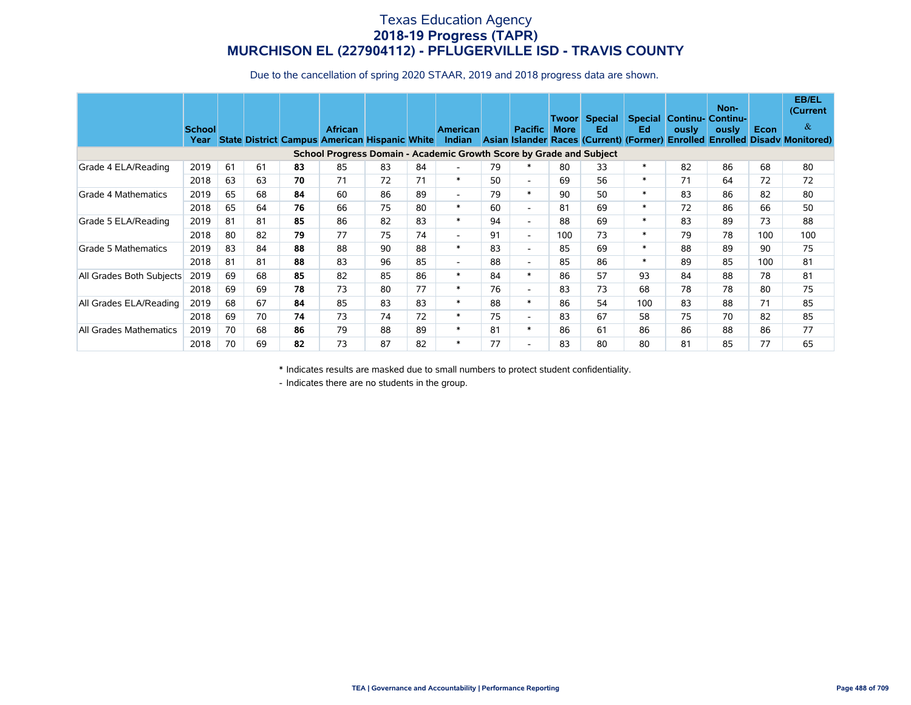# Texas Education Agency
## 2018-19 Progress (TAPR)
## MURCHISON EL (227904112) - PFLUGERVILLE ISD - TRAVIS COUNTY

Due to the cancellation of spring 2020 STAAR, 2019 and 2018 progress data are shown.

| | School Year | State | District | Campus | African American | Hispanic | White | American Indian | Asian | Pacific Islander | Two or More Races | Special Ed (Current) | Special Ed (Former) | Continuously Enrolled | Non-Continuously Enrolled | Econ Disadv | EB/EL (Current & Monitored) |
|---|---|---|---|---|---|---|---|---|---|---|---|---|---|---|---|---|---|
| **School Progress Domain - Academic Growth Score by Grade and Subject** | | | | | | | | | | | | | | | | | |
| Grade 4 ELA/Reading | 2019 | 61 | 61 | **83** | 85 | 83 | 84 | - | 79 | * | 80 | 33 | * | 82 | 86 | 68 | 80 |
| | 2018 | 63 | 63 | **70** | 71 | 72 | 71 | * | 50 | - | 69 | 56 | * | 71 | 64 | 72 | 72 |
| Grade 4 Mathematics | 2019 | 65 | 68 | **84** | 60 | 86 | 89 | - | 79 | * | 90 | 50 | * | 83 | 86 | 82 | 80 |
| | 2018 | 65 | 64 | **76** | 66 | 75 | 80 | * | 60 | - | 81 | 69 | * | 72 | 86 | 66 | 50 |
| Grade 5 ELA/Reading | 2019 | 81 | 81 | **85** | 86 | 82 | 83 | * | 94 | - | 88 | 69 | * | 83 | 89 | 73 | 88 |
| | 2018 | 80 | 82 | **79** | 77 | 75 | 74 | - | 91 | - | 100 | 73 | * | 79 | 78 | 100 | 100 |
| Grade 5 Mathematics | 2019 | 83 | 84 | **88** | 88 | 90 | 88 | * | 83 | - | 85 | 69 | * | 88 | 89 | 90 | 75 |
| | 2018 | 81 | 81 | **88** | 83 | 96 | 85 | - | 88 | - | 85 | 86 | * | 89 | 85 | 100 | 81 |
| All Grades Both Subjects | 2019 | 69 | 68 | **85** | 82 | 85 | 86 | * | 84 | * | 86 | 57 | 93 | 84 | 88 | 78 | 81 |
| | 2018 | 69 | 69 | **78** | 73 | 80 | 77 | * | 76 | - | 83 | 73 | 68 | 78 | 78 | 80 | 75 |
| All Grades ELA/Reading | 2019 | 68 | 67 | **84** | 85 | 83 | 83 | * | 88 | * | 86 | 54 | 100 | 83 | 88 | 71 | 85 |
| | 2018 | 69 | 70 | **74** | 73 | 74 | 72 | * | 75 | - | 83 | 67 | 58 | 75 | 70 | 82 | 85 |
| All Grades Mathematics | 2019 | 70 | 68 | **86** | 79 | 88 | 89 | * | 81 | * | 86 | 61 | 86 | 86 | 88 | 86 | 77 |
| | 2018 | 70 | 69 | **82** | 73 | 87 | 82 | * | 77 | - | 83 | 80 | 80 | 81 | 85 | 77 | 65 |

\* Indicates results are masked due to small numbers to protect student confidentiality.

\- Indicates there are no students in the group.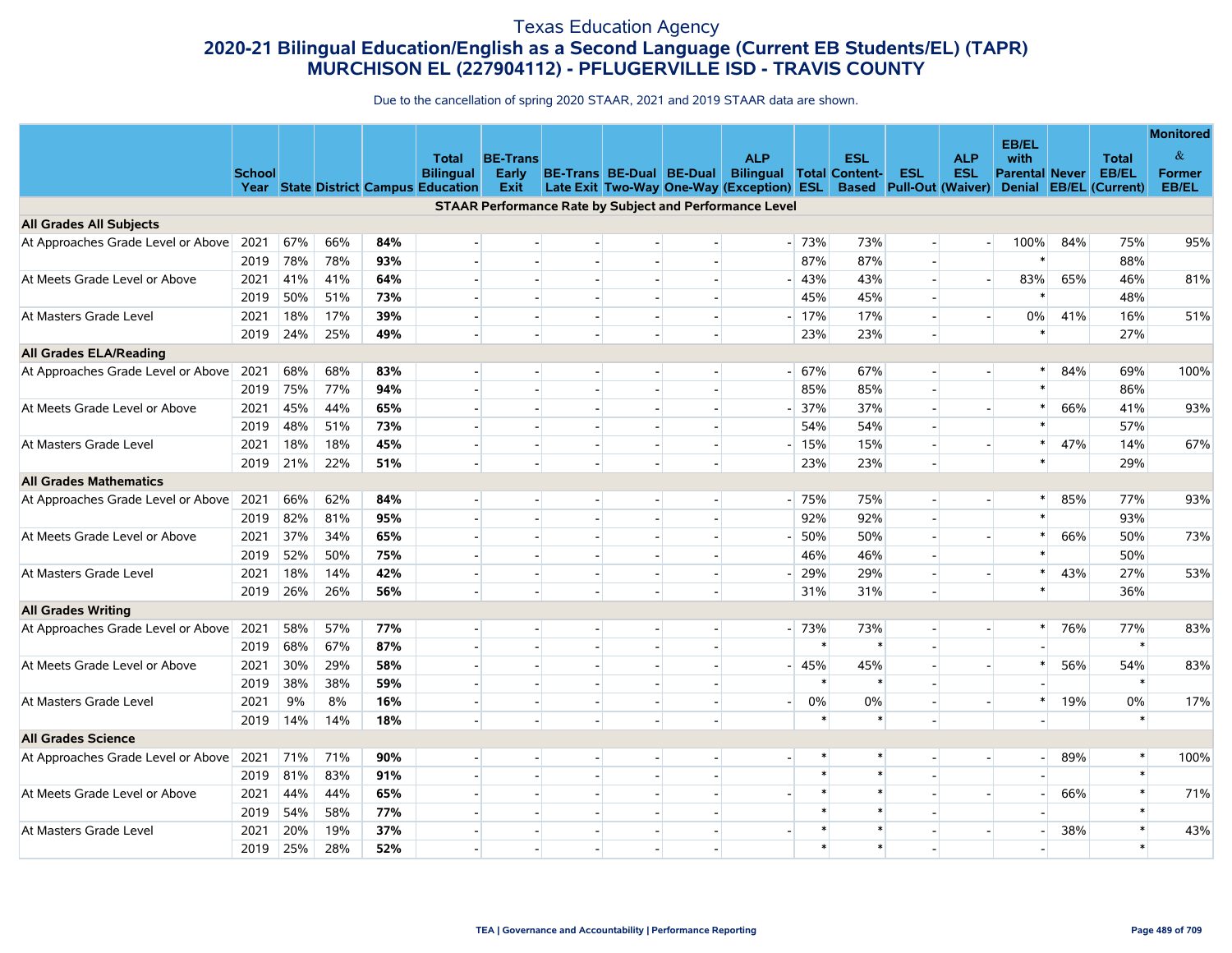# Texas Education Agency
## 2020-21 Bilingual Education/English as a Second Language (Current EB Students/EL) (TAPR)
## MURCHISON EL (227904112) - PFLUGERVILLE ISD - TRAVIS COUNTY

Due to the cancellation of spring 2020 STAAR, 2021 and 2019 STAAR data are shown.

| | School Year | State | District | Campus | Total Bilingual Education | BE-Trans Early Exit | BE-Trans Late Exit | BE-Dual Two-Way | BE-Dual One-Way | ALP Bilingual (Exception) | Total ESL | ESL Content-Based | ESL Pull-Out | ALP ESL (Waiver) | EB/EL with Parental Denial | Never EB/EL | Total EB/EL (Current) | Monitored & Former EB/EL |
|---|---|---|---|---|---|---|---|---|---|---|---|---|---|---|---|---|---|---|
| **STAAR Performance Rate by Subject and Performance Level** | | | | | | | | | | | | | | | | | | |
| **All Grades All Subjects** | | | | | | | | | | | | | | | | | | |
| At Approaches Grade Level or Above | 2021 | 67% | 66% | **84%** | - | - | - | - | - | - | 73% | 73% | - | - | 100% | 84% | 75% | 95% |
| | 2019 | 78% | 78% | **93%** | - | - | - | - | - | | 87% | 87% | - | | * | | 88% | |
| At Meets Grade Level or Above | 2021 | 41% | 41% | **64%** | - | - | - | - | - | - | 43% | 43% | - | - | 83% | 65% | 46% | 81% |
| | 2019 | 50% | 51% | **73%** | - | - | - | - | - | | 45% | 45% | - | | * | | 48% | |
| At Masters Grade Level | 2021 | 18% | 17% | **39%** | - | - | - | - | - | - | 17% | 17% | - | - | 0% | 41% | 16% | 51% |
| | 2019 | 24% | 25% | **49%** | - | - | - | - | - | | 23% | 23% | - | | * | | 27% | |
| **All Grades ELA/Reading** | | | | | | | | | | | | | | | | | | |
| At Approaches Grade Level or Above | 2021 | 68% | 68% | **83%** | - | - | - | - | - | - | 67% | 67% | - | - | * | 84% | 69% | 100% |
| | 2019 | 75% | 77% | **94%** | - | - | - | - | - | | 85% | 85% | - | | * | | 86% | |
| At Meets Grade Level or Above | 2021 | 45% | 44% | **65%** | - | - | - | - | - | - | 37% | 37% | - | - | * | 66% | 41% | 93% |
| | 2019 | 48% | 51% | **73%** | - | - | - | - | - | | 54% | 54% | - | | * | | 57% | |
| At Masters Grade Level | 2021 | 18% | 18% | **45%** | - | - | - | - | - | - | 15% | 15% | - | - | * | 47% | 14% | 67% |
| | 2019 | 21% | 22% | **51%** | - | - | - | - | - | | 23% | 23% | - | | * | | 29% | |
| **All Grades Mathematics** | | | | | | | | | | | | | | | | | | |
| At Approaches Grade Level or Above | 2021 | 66% | 62% | **84%** | - | - | - | - | - | - | 75% | 75% | - | - | * | 85% | 77% | 93% |
| | 2019 | 82% | 81% | **95%** | - | - | - | - | - | | 92% | 92% | - | | * | | 93% | |
| At Meets Grade Level or Above | 2021 | 37% | 34% | **65%** | - | - | - | - | - | - | 50% | 50% | - | - | * | 66% | 50% | 73% |
| | 2019 | 52% | 50% | **75%** | - | - | - | - | - | | 46% | 46% | - | | * | | 50% | |
| At Masters Grade Level | 2021 | 18% | 14% | **42%** | - | - | - | - | - | - | 29% | 29% | - | - | * | 43% | 27% | 53% |
| | 2019 | 26% | 26% | **56%** | - | - | - | - | - | | 31% | 31% | - | | * | | 36% | |
| **All Grades Writing** | | | | | | | | | | | | | | | | | | |
| At Approaches Grade Level or Above | 2021 | 58% | 57% | **77%** | - | - | - | - | - | - | 73% | 73% | - | - | * | 76% | 77% | 83% |
| | 2019 | 68% | 67% | **87%** | - | - | - | - | - | | * | * | - | | - | | * | |
| At Meets Grade Level or Above | 2021 | 30% | 29% | **58%** | - | - | - | - | - | - | 45% | 45% | - | - | * | 56% | 54% | 83% |
| | 2019 | 38% | 38% | **59%** | - | - | - | - | - | | * | * | - | | - | | * | |
| At Masters Grade Level | 2021 | 9% | 8% | **16%** | - | - | - | - | - | - | 0% | 0% | - | - | * | 19% | 0% | 17% |
| | 2019 | 14% | 14% | **18%** | - | - | - | - | - | | * | * | - | | - | | * | |
| **All Grades Science** | | | | | | | | | | | | | | | | | | |
| At Approaches Grade Level or Above | 2021 | 71% | 71% | **90%** | - | - | - | - | - | - | * | * | - | - | - | 89% | * | 100% |
| | 2019 | 81% | 83% | **91%** | - | - | - | - | - | | * | * | - | | - | | * | |
| At Meets Grade Level or Above | 2021 | 44% | 44% | **65%** | - | - | - | - | - | - | * | * | - | - | - | 66% | * | 71% |
| | 2019 | 54% | 58% | **77%** | - | - | - | - | - | | * | * | - | | - | | * | |
| At Masters Grade Level | 2021 | 20% | 19% | **37%** | - | - | - | - | - | - | * | * | - | - | - | 38% | * | 43% |
| | 2019 | 25% | 28% | **52%** | - | - | - | - | - | | * | * | - | | - | | * | |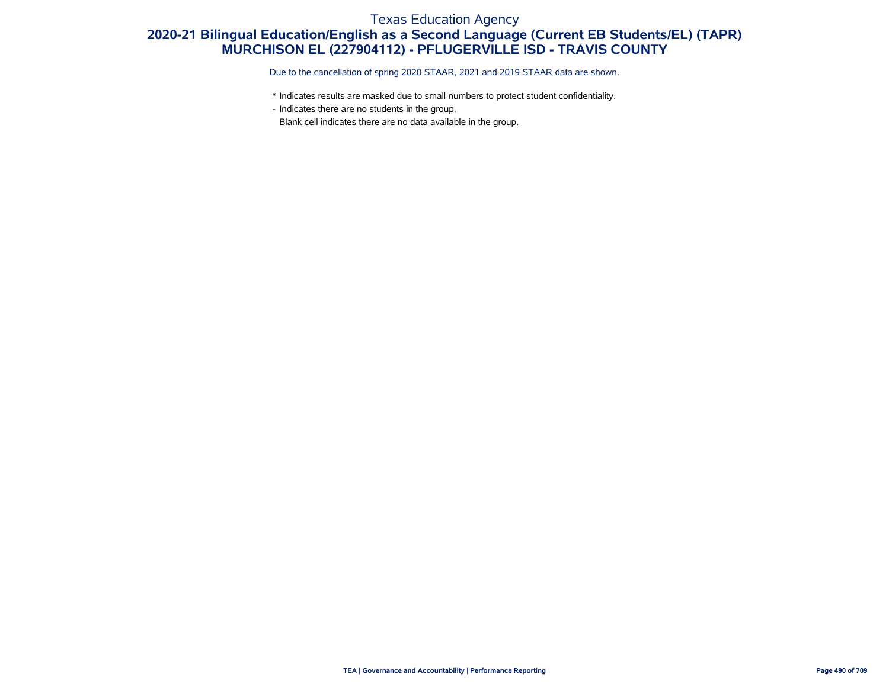Texas Education Agency

# 2020-21 Bilingual Education/English as a Second Language (Current EB Students/EL) (TAPR)
## MURCHISON EL (227904112) - PFLUGERVILLE ISD - TRAVIS COUNTY

Due to the cancellation of spring 2020 STAAR, 2021 and 2019 STAAR data are shown.

* Indicates results are masked due to small numbers to protect student confidentiality.

- Indicates there are no students in the group.

Blank cell indicates there are no data available in the group.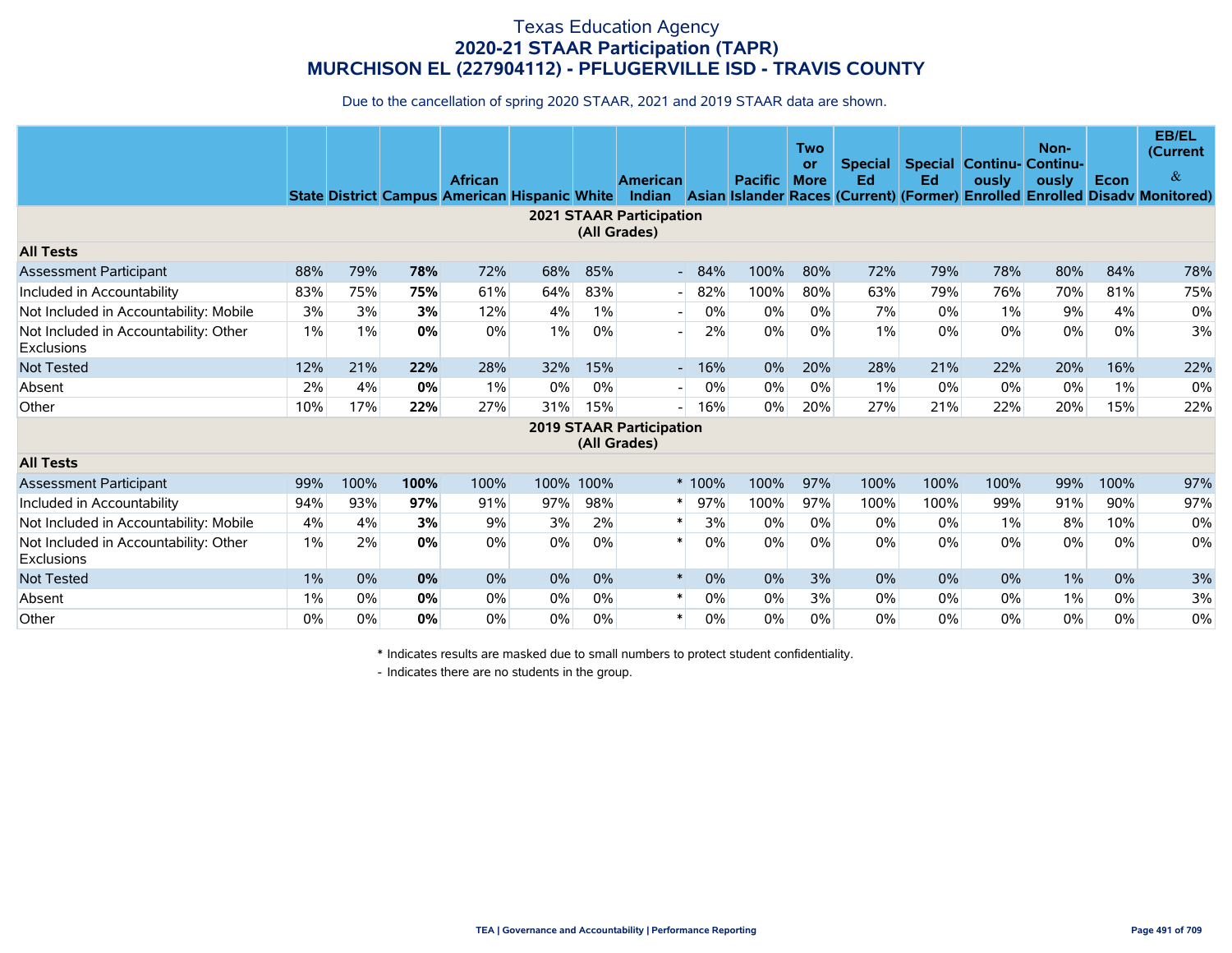# Texas Education Agency
## 2020-21 STAAR Participation (TAPR)
## MURCHISON EL (227904112) - PFLUGERVILLE ISD - TRAVIS COUNTY

Due to the cancellation of spring 2020 STAAR, 2021 and 2019 STAAR data are shown.

| | State | District | Campus | African American | Hispanic | White | American Indian | Asian | Pacific Islander | Two or More Races | Special Ed (Current) | Special Ed (Former) | Continu-ously Enrolled | Non-Continu-ously Enrolled | Econ Disadv | EB/EL (Current & Monitored) |
|---|---|---|---|---|---|---|---|---|---|---|---|---|---|---|---|---|
| **2021 STAAR Participation (All Grades)** | | | | | | | | | | | | | | | | |
| **All Tests** | | | | | | | | | | | | | | | | |
| Assessment Participant | 88% | 79% | **78%** | 72% | 68% | 85% | - | 84% | 100% | 80% | 72% | 79% | 78% | 80% | 84% | 78% |
| Included in Accountability | 83% | 75% | **75%** | 61% | 64% | 83% | - | 82% | 100% | 80% | 63% | 79% | 76% | 70% | 81% | 75% |
| Not Included in Accountability: Mobile | 3% | 3% | **3%** | 12% | 4% | 1% | - | 0% | 0% | 0% | 7% | 0% | 1% | 9% | 4% | 0% |
| Not Included in Accountability: Other Exclusions | 1% | 1% | **0%** | 0% | 1% | 0% | - | 2% | 0% | 0% | 1% | 0% | 0% | 0% | 0% | 3% |
| Not Tested | 12% | 21% | **22%** | 28% | 32% | 15% | - | 16% | 0% | 20% | 28% | 21% | 22% | 20% | 16% | 22% |
| Absent | 2% | 4% | **0%** | 1% | 0% | 0% | - | 0% | 0% | 0% | 1% | 0% | 0% | 0% | 1% | 0% |
| Other | 10% | 17% | **22%** | 27% | 31% | 15% | - | 16% | 0% | 20% | 27% | 21% | 22% | 20% | 15% | 22% |
| **2019 STAAR Participation (All Grades)** | | | | | | | | | | | | | | | | |
| **All Tests** | | | | | | | | | | | | | | | | |
| Assessment Participant | 99% | 100% | **100%** | 100% | 100% | 100% | * | 100% | 100% | 97% | 100% | 100% | 100% | 99% | 100% | 97% |
| Included in Accountability | 94% | 93% | **97%** | 91% | 97% | 98% | * | 97% | 100% | 97% | 100% | 100% | 99% | 91% | 90% | 97% |
| Not Included in Accountability: Mobile | 4% | 4% | **3%** | 9% | 3% | 2% | * | 3% | 0% | 0% | 0% | 0% | 1% | 8% | 10% | 0% |
| Not Included in Accountability: Other Exclusions | 1% | 2% | **0%** | 0% | 0% | 0% | * | 0% | 0% | 0% | 0% | 0% | 0% | 0% | 0% | 0% |
| Not Tested | 1% | 0% | **0%** | 0% | 0% | 0% | * | 0% | 0% | 3% | 0% | 0% | 0% | 1% | 0% | 3% |
| Absent | 1% | 0% | **0%** | 0% | 0% | 0% | * | 0% | 0% | 3% | 0% | 0% | 0% | 1% | 0% | 3% |
| Other | 0% | 0% | **0%** | 0% | 0% | 0% | * | 0% | 0% | 0% | 0% | 0% | 0% | 0% | 0% | 0% |

\* Indicates results are masked due to small numbers to protect student confidentiality.

\- Indicates there are no students in the group.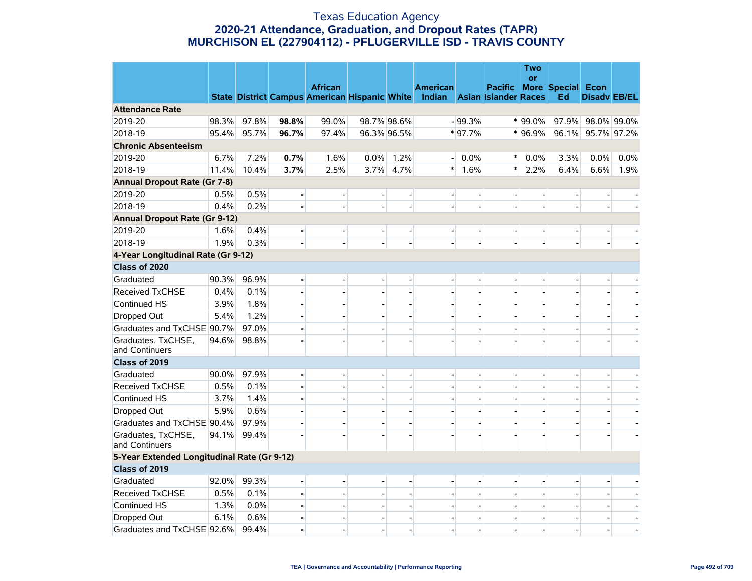# Texas Education Agency

## 2020-21 Attendance, Graduation, and Dropout Rates (TAPR)

## MURCHISON EL (227904112) - PFLUGERVILLE ISD - TRAVIS COUNTY

| | State | District | Campus | African American | Hispanic | White | American Indian | Asian | Pacific Islander | Two or More Races | Special Ed | Econ Disadv | EB/EL |
|---|---|---|---|---|---|---|---|---|---|---|---|---|---|
| **Attendance Rate** | | | | | | | | | | | | | |
| 2019-20 | 98.3% | 97.8% | **98.8%** | 99.0% | 98.7% | 98.6% | - | 99.3% | * | 99.0% | 97.9% | 98.0% | 99.0% |
| 2018-19 | 95.4% | 95.7% | **96.7%** | 97.4% | 96.3% | 96.5% | * | 97.7% | * | 96.9% | 96.1% | 95.7% | 97.2% |
| **Chronic Absenteeism** | | | | | | | | | | | | | |
| 2019-20 | 6.7% | 7.2% | **0.7%** | 1.6% | 0.0% | 1.2% | - | 0.0% | * | 0.0% | 3.3% | 0.0% | 0.0% |
| 2018-19 | 11.4% | 10.4% | **3.7%** | 2.5% | 3.7% | 4.7% | * | 1.6% | * | 2.2% | 6.4% | 6.6% | 1.9% |
| **Annual Dropout Rate (Gr 7-8)** | | | | | | | | | | | | | |
| 2019-20 | 0.5% | 0.5% | **-** | - | - | - | - | - | - | - | - | - | - |
| 2018-19 | 0.4% | 0.2% | **-** | - | - | - | - | - | - | - | - | - | - |
| **Annual Dropout Rate (Gr 9-12)** | | | | | | | | | | | | | |
| 2019-20 | 1.6% | 0.4% | **-** | - | - | - | - | - | - | - | - | - | - |
| 2018-19 | 1.9% | 0.3% | **-** | - | - | - | - | - | - | - | - | - | - |
| **4-Year Longitudinal Rate (Gr 9-12)** | | | | | | | | | | | | | |
| **Class of 2020** | | | | | | | | | | | | | |
| Graduated | 90.3% | 96.9% | **-** | - | - | - | - | - | - | - | - | - | - |
| Received TxCHSE | 0.4% | 0.1% | **-** | - | - | - | - | - | - | - | - | - | - |
| Continued HS | 3.9% | 1.8% | **-** | - | - | - | - | - | - | - | - | - | - |
| Dropped Out | 5.4% | 1.2% | **-** | - | - | - | - | - | - | - | - | - | - |
| Graduates and TxCHSE | 90.7% | 97.0% | **-** | - | - | - | - | - | - | - | - | - | - |
| Graduates, TxCHSE, and Continuers | 94.6% | 98.8% | **-** | - | - | - | - | - | - | - | - | - | - |
| **Class of 2019** | | | | | | | | | | | | | |
| Graduated | 90.0% | 97.9% | **-** | - | - | - | - | - | - | - | - | - | - |
| Received TxCHSE | 0.5% | 0.1% | **-** | - | - | - | - | - | - | - | - | - | - |
| Continued HS | 3.7% | 1.4% | **-** | - | - | - | - | - | - | - | - | - | - |
| Dropped Out | 5.9% | 0.6% | **-** | - | - | - | - | - | - | - | - | - | - |
| Graduates and TxCHSE | 90.4% | 97.9% | **-** | - | - | - | - | - | - | - | - | - | - |
| Graduates, TxCHSE, and Continuers | 94.1% | 99.4% | **-** | - | - | - | - | - | - | - | - | - | - |
| **5-Year Extended Longitudinal Rate (Gr 9-12)** | | | | | | | | | | | | | |
| **Class of 2019** | | | | | | | | | | | | | |
| Graduated | 92.0% | 99.3% | **-** | - | - | - | - | - | - | - | - | - | - |
| Received TxCHSE | 0.5% | 0.1% | **-** | - | - | - | - | - | - | - | - | - | - |
| Continued HS | 1.3% | 0.0% | **-** | - | - | - | - | - | - | - | - | - | - |
| Dropped Out | 6.1% | 0.6% | **-** | - | - | - | - | - | - | - | - | - | - |
| Graduates and TxCHSE | 92.6% | 99.4% | **-** | - | - | - | - | - | - | - | - | - | - |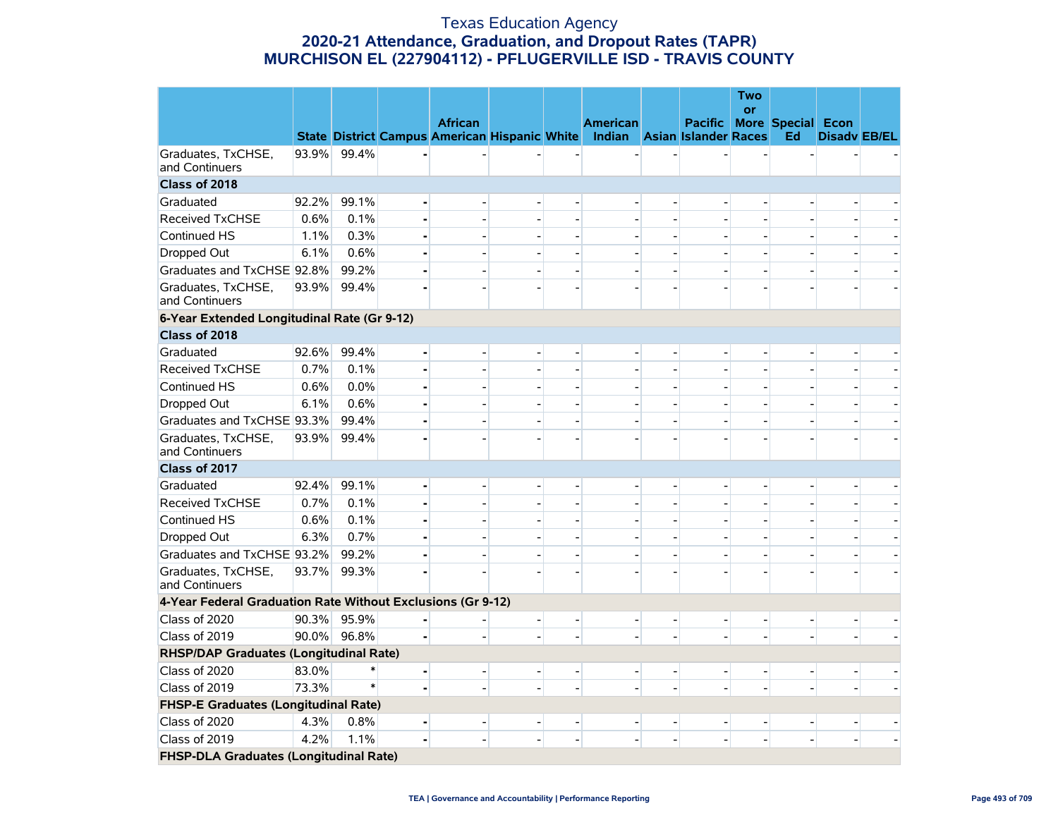# Texas Education Agency
## 2020-21 Attendance, Graduation, and Dropout Rates (TAPR)
## MURCHISON EL (227904112) - PFLUGERVILLE ISD - TRAVIS COUNTY

| | State | District | Campus | African American | Hispanic | White | American Indian | Asian | Pacific Islander | Two or More Races | Special Ed | Econ Disadv | EB/EL |
|---|---|---|---|---|---|---|---|---|---|---|---|---|---|
| Graduates, TxCHSE, and Continuers | 93.9% | 99.4% | - | - | - | - | - | - | - | - | - | - | - |
| **Class of 2018** | | | | | | | | | | | | | |
| Graduated | 92.2% | 99.1% | - | - | - | - | - | - | - | - | - | - | - |
| Received TxCHSE | 0.6% | 0.1% | - | - | - | - | - | - | - | - | - | - | - |
| Continued HS | 1.1% | 0.3% | - | - | - | - | - | - | - | - | - | - | - |
| Dropped Out | 6.1% | 0.6% | - | - | - | - | - | - | - | - | - | - | - |
| Graduates and TxCHSE | 92.8% | 99.2% | - | - | - | - | - | - | - | - | - | - | - |
| Graduates, TxCHSE, and Continuers | 93.9% | 99.4% | - | - | - | - | - | - | - | - | - | - | - |
| **6-Year Extended Longitudinal Rate (Gr 9-12)** | | | | | | | | | | | | | |
| **Class of 2018** | | | | | | | | | | | | | |
| Graduated | 92.6% | 99.4% | - | - | - | - | - | - | - | - | - | - | - |
| Received TxCHSE | 0.7% | 0.1% | - | - | - | - | - | - | - | - | - | - | - |
| Continued HS | 0.6% | 0.0% | - | - | - | - | - | - | - | - | - | - | - |
| Dropped Out | 6.1% | 0.6% | - | - | - | - | - | - | - | - | - | - | - |
| Graduates and TxCHSE | 93.3% | 99.4% | - | - | - | - | - | - | - | - | - | - | - |
| Graduates, TxCHSE, and Continuers | 93.9% | 99.4% | - | - | - | - | - | - | - | - | - | - | - |
| **Class of 2017** | | | | | | | | | | | | | |
| Graduated | 92.4% | 99.1% | - | - | - | - | - | - | - | - | - | - | - |
| Received TxCHSE | 0.7% | 0.1% | - | - | - | - | - | - | - | - | - | - | - |
| Continued HS | 0.6% | 0.1% | - | - | - | - | - | - | - | - | - | - | - |
| Dropped Out | 6.3% | 0.7% | - | - | - | - | - | - | - | - | - | - | - |
| Graduates and TxCHSE | 93.2% | 99.2% | - | - | - | - | - | - | - | - | - | - | - |
| Graduates, TxCHSE, and Continuers | 93.7% | 99.3% | - | - | - | - | - | - | - | - | - | - | - |
| **4-Year Federal Graduation Rate Without Exclusions (Gr 9-12)** | | | | | | | | | | | | | |
| Class of 2020 | 90.3% | 95.9% | - | - | - | - | - | - | - | - | - | - | - |
| Class of 2019 | 90.0% | 96.8% | - | - | - | - | - | - | - | - | - | - | - |
| **RHSP/DAP Graduates (Longitudinal Rate)** | | | | | | | | | | | | | |
| Class of 2020 | 83.0% | * | - | - | - | - | - | - | - | - | - | - | - |
| Class of 2019 | 73.3% | * | - | - | - | - | - | - | - | - | - | - | - |
| **FHSP-E Graduates (Longitudinal Rate)** | | | | | | | | | | | | | |
| Class of 2020 | 4.3% | 0.8% | - | - | - | - | - | - | - | - | - | - | - |
| Class of 2019 | 4.2% | 1.1% | - | - | - | - | - | - | - | - | - | - | - |
| **FHSP-DLA Graduates (Longitudinal Rate)** | | | | | | | | | | | | | |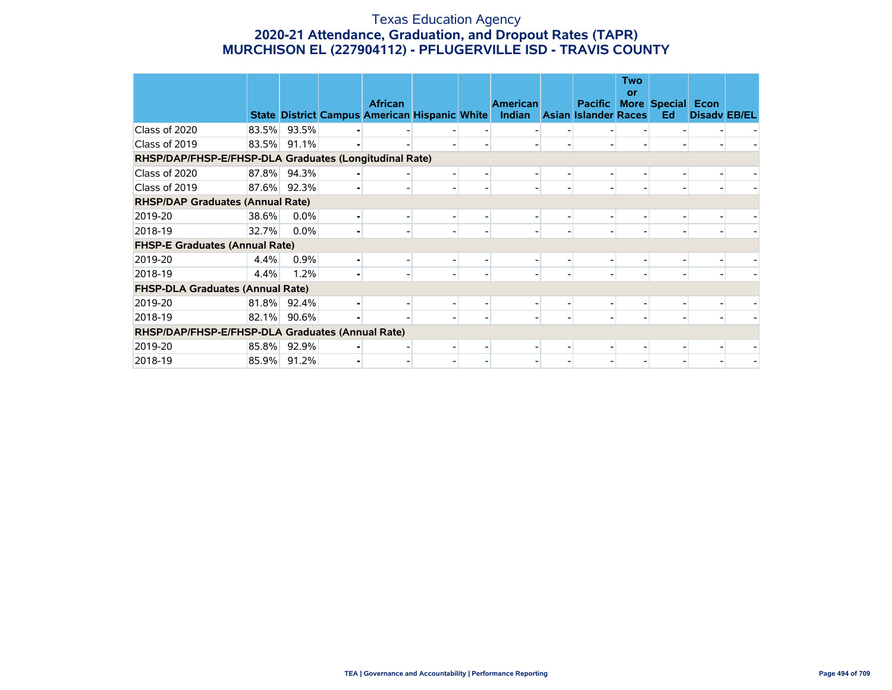# Texas Education Agency
## 2020-21 Attendance, Graduation, and Dropout Rates (TAPR)
## MURCHISON EL (227904112) - PFLUGERVILLE ISD - TRAVIS COUNTY

| | State | District | Campus | African American | Hispanic | White | American Indian | Asian | Pacific Islander | Two or More Races | Special Ed | Econ Disadv | EB/EL |
|---|---|---|---|---|---|---|---|---|---|---|---|---|---|
| Class of 2020 | 83.5% | 93.5% | - | - | - | - | - | - | - | - | - | - | - |
| Class of 2019 | 83.5% | 91.1% | - | - | - | - | - | - | - | - | - | - | - |
| **RHSP/DAP/FHSP-E/FHSP-DLA Graduates (Longitudinal Rate)** | | | | | | | | | | | | | |
| Class of 2020 | 87.8% | 94.3% | - | - | - | - | - | - | - | - | - | - | - |
| Class of 2019 | 87.6% | 92.3% | - | - | - | - | - | - | - | - | - | - | - |
| **RHSP/DAP Graduates (Annual Rate)** | | | | | | | | | | | | | |
| 2019-20 | 38.6% | 0.0% | - | - | - | - | - | - | - | - | - | - | - |
| 2018-19 | 32.7% | 0.0% | - | - | - | - | - | - | - | - | - | - | - |
| **FHSP-E Graduates (Annual Rate)** | | | | | | | | | | | | | |
| 2019-20 | 4.4% | 0.9% | - | - | - | - | - | - | - | - | - | - | - |
| 2018-19 | 4.4% | 1.2% | - | - | - | - | - | - | - | - | - | - | - |
| **FHSP-DLA Graduates (Annual Rate)** | | | | | | | | | | | | | |
| 2019-20 | 81.8% | 92.4% | - | - | - | - | - | - | - | - | - | - | - |
| 2018-19 | 82.1% | 90.6% | - | - | - | - | - | - | - | - | - | - | - |
| **RHSP/DAP/FHSP-E/FHSP-DLA Graduates (Annual Rate)** | | | | | | | | | | | | | |
| 2019-20 | 85.8% | 92.9% | - | - | - | - | - | - | - | - | - | - | - |
| 2018-19 | 85.9% | 91.2% | - | - | - | - | - | - | - | - | - | - | - |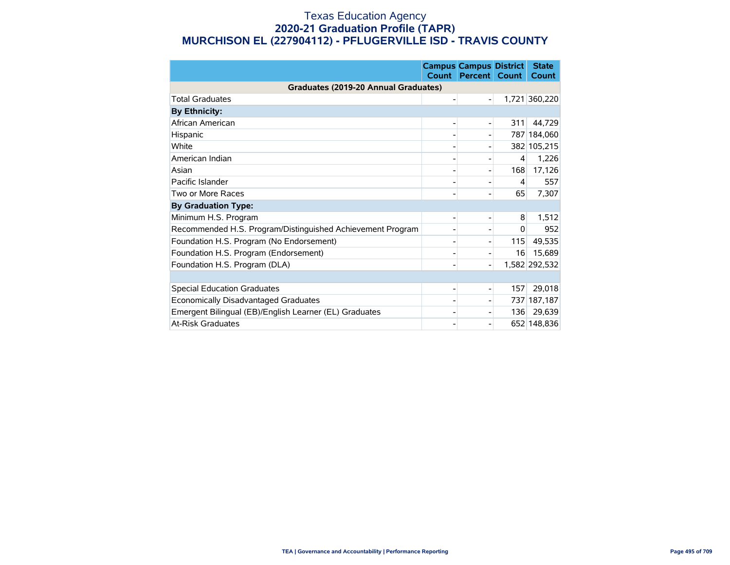# Texas Education Agency
## 2020-21 Graduation Profile (TAPR)
## MURCHISON EL (227904112) - PFLUGERVILLE ISD - TRAVIS COUNTY

| | Campus Count | Campus Percent | District Count | State Count |
|---|---|---|---|---|
| **Graduates (2019-20 Annual Graduates)** | | | | |
| Total Graduates | - | - | 1,721 | 360,220 |
| **By Ethnicity:** | | | | |
| African American | - | - | 311 | 44,729 |
| Hispanic | - | - | 787 | 184,060 |
| White | - | - | 382 | 105,215 |
| American Indian | - | - | 4 | 1,226 |
| Asian | - | - | 168 | 17,126 |
| Pacific Islander | - | - | 4 | 557 |
| Two or More Races | - | - | 65 | 7,307 |
| **By Graduation Type:** | | | | |
| Minimum H.S. Program | - | - | 8 | 1,512 |
| Recommended H.S. Program/Distinguished Achievement Program | - | - | 0 | 952 |
| Foundation H.S. Program (No Endorsement) | - | - | 115 | 49,535 |
| Foundation H.S. Program (Endorsement) | - | - | 16 | 15,689 |
| Foundation H.S. Program (DLA) | - | - | 1,582 | 292,532 |
| | | | | |
| Special Education Graduates | - | - | 157 | 29,018 |
| Economically Disadvantaged Graduates | - | - | 737 | 187,187 |
| Emergent Bilingual (EB)/English Learner (EL) Graduates | - | - | 136 | 29,639 |
| At-Risk Graduates | - | - | 652 | 148,836 |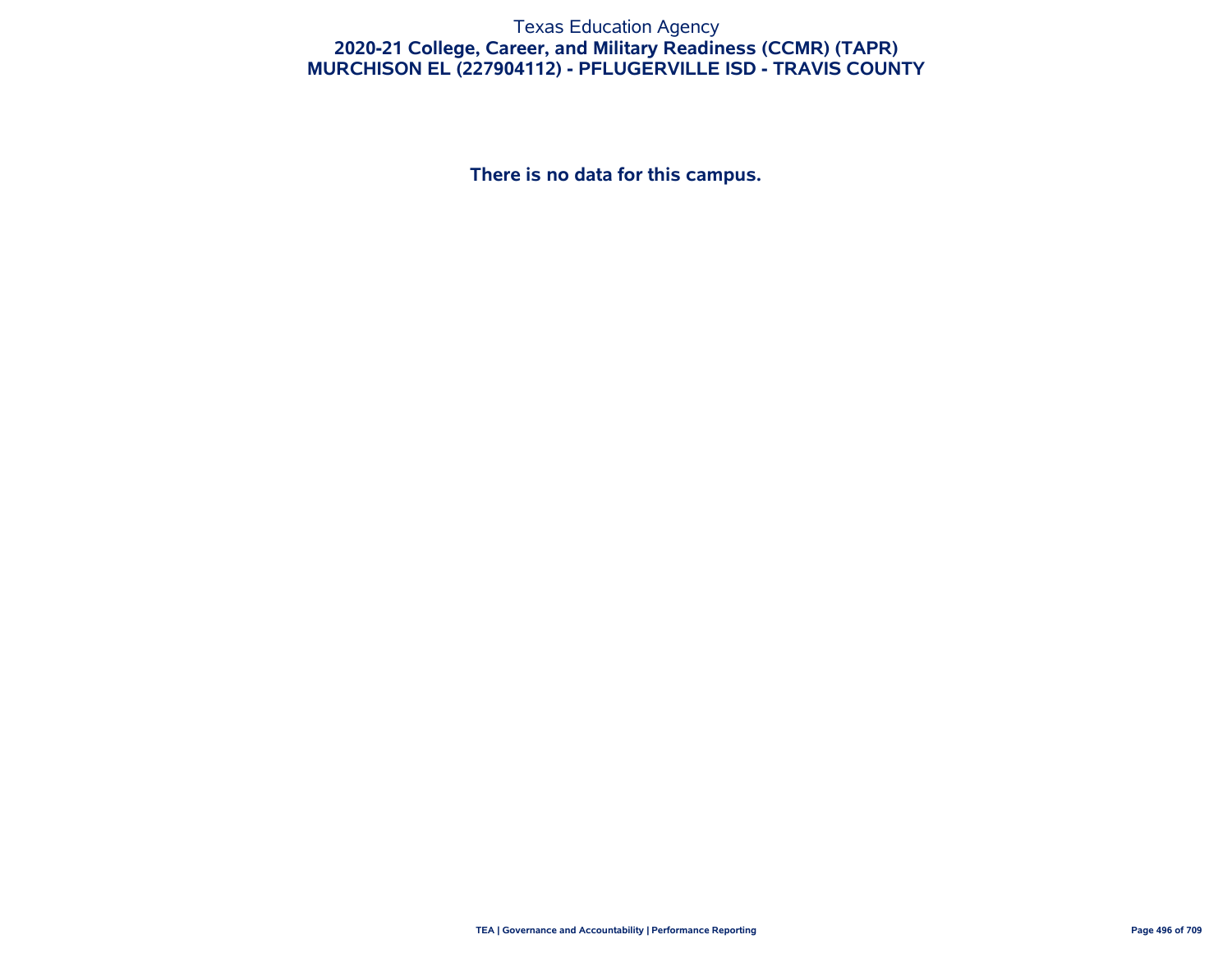Texas Education Agency

# 2020-21 College, Career, and Military Readiness (CCMR) (TAPR)

## MURCHISON EL (227904112) - PFLUGERVILLE ISD - TRAVIS COUNTY

**There is no data for this campus.**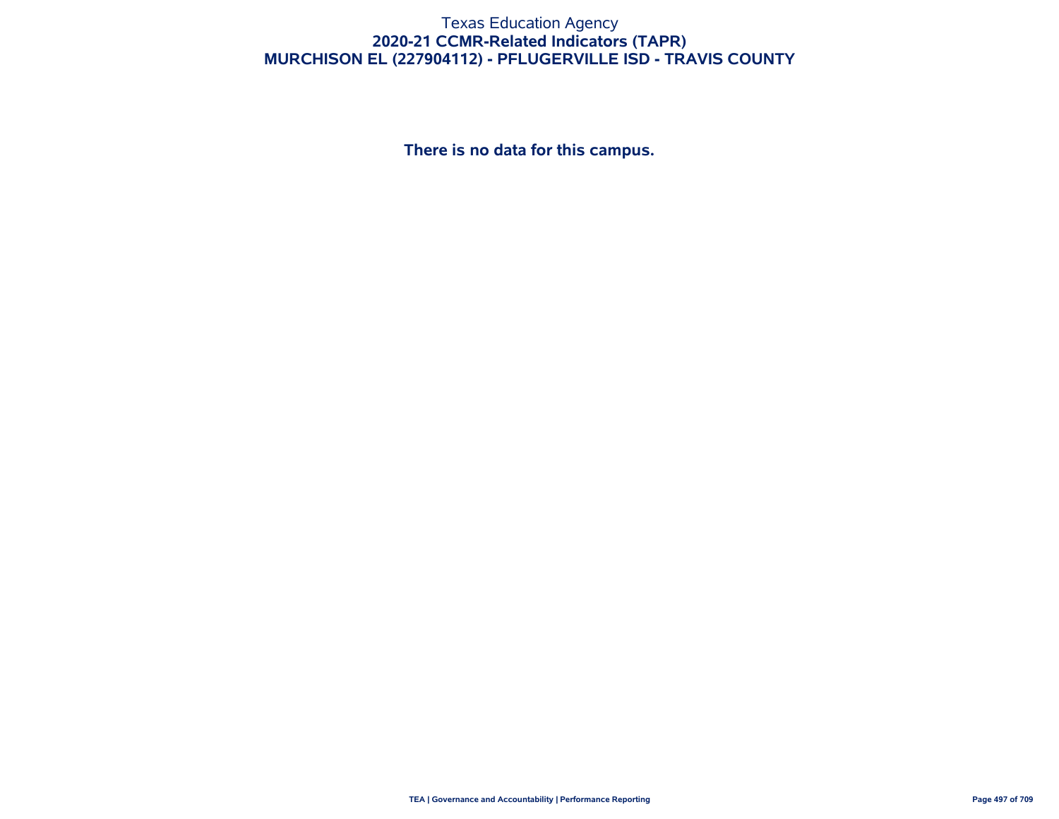# Texas Education Agency
## 2020-21 CCMR-Related Indicators (TAPR)
## MURCHISON EL (227904112) - PFLUGERVILLE ISD - TRAVIS COUNTY

**There is no data for this campus.**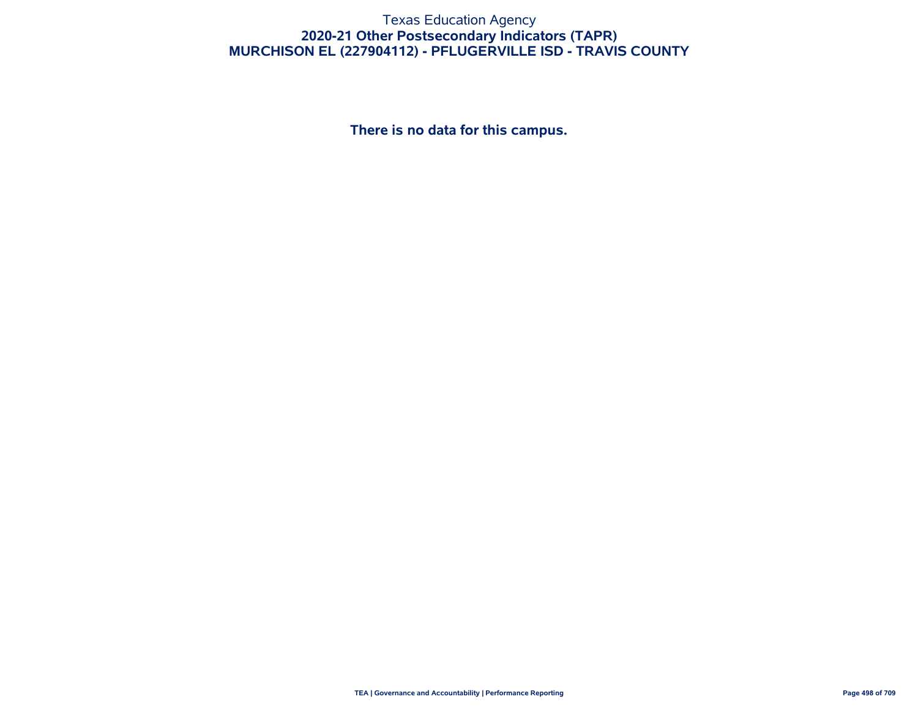# Texas Education Agency
## 2020-21 Other Postsecondary Indicators (TAPR)
## MURCHISON EL (227904112) - PFLUGERVILLE ISD - TRAVIS COUNTY

**There is no data for this campus.**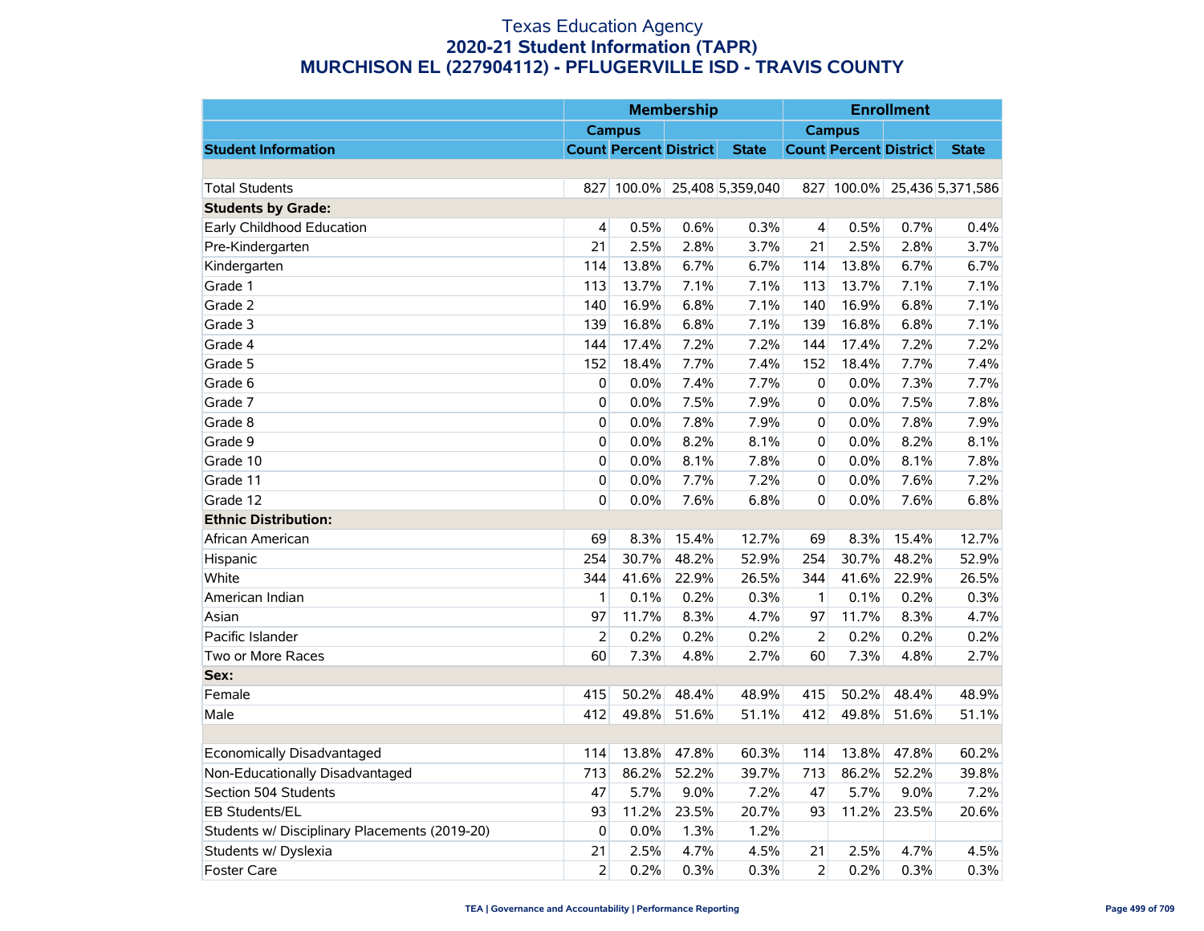# Texas Education Agency
## 2020-21 Student Information (TAPR)
## MURCHISON EL (227904112) - PFLUGERVILLE ISD - TRAVIS COUNTY

| | Membership | | | | Enrollment | | | |
|---|---|---|---|---|---|---|---|---|
| | Campus | | | | Campus | | | |
| **Student Information** | **Count** | **Percent** | **District** | **State** | **Count** | **Percent** | **District** | **State** |
| | | | | | | | | |
| Total Students | 827 | 100.0% | 25,408 | 5,359,040 | 827 | 100.0% | 25,436 | 5,371,586 |
| **Students by Grade:** | | | | | | | | |
| Early Childhood Education | 4 | 0.5% | 0.6% | 0.3% | 4 | 0.5% | 0.7% | 0.4% |
| Pre-Kindergarten | 21 | 2.5% | 2.8% | 3.7% | 21 | 2.5% | 2.8% | 3.7% |
| Kindergarten | 114 | 13.8% | 6.7% | 6.7% | 114 | 13.8% | 6.7% | 6.7% |
| Grade 1 | 113 | 13.7% | 7.1% | 7.1% | 113 | 13.7% | 7.1% | 7.1% |
| Grade 2 | 140 | 16.9% | 6.8% | 7.1% | 140 | 16.9% | 6.8% | 7.1% |
| Grade 3 | 139 | 16.8% | 6.8% | 7.1% | 139 | 16.8% | 6.8% | 7.1% |
| Grade 4 | 144 | 17.4% | 7.2% | 7.2% | 144 | 17.4% | 7.2% | 7.2% |
| Grade 5 | 152 | 18.4% | 7.7% | 7.4% | 152 | 18.4% | 7.7% | 7.4% |
| Grade 6 | 0 | 0.0% | 7.4% | 7.7% | 0 | 0.0% | 7.3% | 7.7% |
| Grade 7 | 0 | 0.0% | 7.5% | 7.9% | 0 | 0.0% | 7.5% | 7.8% |
| Grade 8 | 0 | 0.0% | 7.8% | 7.9% | 0 | 0.0% | 7.8% | 7.9% |
| Grade 9 | 0 | 0.0% | 8.2% | 8.1% | 0 | 0.0% | 8.2% | 8.1% |
| Grade 10 | 0 | 0.0% | 8.1% | 7.8% | 0 | 0.0% | 8.1% | 7.8% |
| Grade 11 | 0 | 0.0% | 7.7% | 7.2% | 0 | 0.0% | 7.6% | 7.2% |
| Grade 12 | 0 | 0.0% | 7.6% | 6.8% | 0 | 0.0% | 7.6% | 6.8% |
| **Ethnic Distribution:** | | | | | | | | |
| African American | 69 | 8.3% | 15.4% | 12.7% | 69 | 8.3% | 15.4% | 12.7% |
| Hispanic | 254 | 30.7% | 48.2% | 52.9% | 254 | 30.7% | 48.2% | 52.9% |
| White | 344 | 41.6% | 22.9% | 26.5% | 344 | 41.6% | 22.9% | 26.5% |
| American Indian | 1 | 0.1% | 0.2% | 0.3% | 1 | 0.1% | 0.2% | 0.3% |
| Asian | 97 | 11.7% | 8.3% | 4.7% | 97 | 11.7% | 8.3% | 4.7% |
| Pacific Islander | 2 | 0.2% | 0.2% | 0.2% | 2 | 0.2% | 0.2% | 0.2% |
| Two or More Races | 60 | 7.3% | 4.8% | 2.7% | 60 | 7.3% | 4.8% | 2.7% |
| **Sex:** | | | | | | | | |
| Female | 415 | 50.2% | 48.4% | 48.9% | 415 | 50.2% | 48.4% | 48.9% |
| Male | 412 | 49.8% | 51.6% | 51.1% | 412 | 49.8% | 51.6% | 51.1% |
| | | | | | | | | |
| Economically Disadvantaged | 114 | 13.8% | 47.8% | 60.3% | 114 | 13.8% | 47.8% | 60.2% |
| Non-Educationally Disadvantaged | 713 | 86.2% | 52.2% | 39.7% | 713 | 86.2% | 52.2% | 39.8% |
| Section 504 Students | 47 | 5.7% | 9.0% | 7.2% | 47 | 5.7% | 9.0% | 7.2% |
| EB Students/EL | 93 | 11.2% | 23.5% | 20.7% | 93 | 11.2% | 23.5% | 20.6% |
| Students w/ Disciplinary Placements (2019-20) | 0 | 0.0% | 1.3% | 1.2% | | | | |
| Students w/ Dyslexia | 21 | 2.5% | 4.7% | 4.5% | 21 | 2.5% | 4.7% | 4.5% |
| Foster Care | 2 | 0.2% | 0.3% | 0.3% | 2 | 0.2% | 0.3% | 0.3% |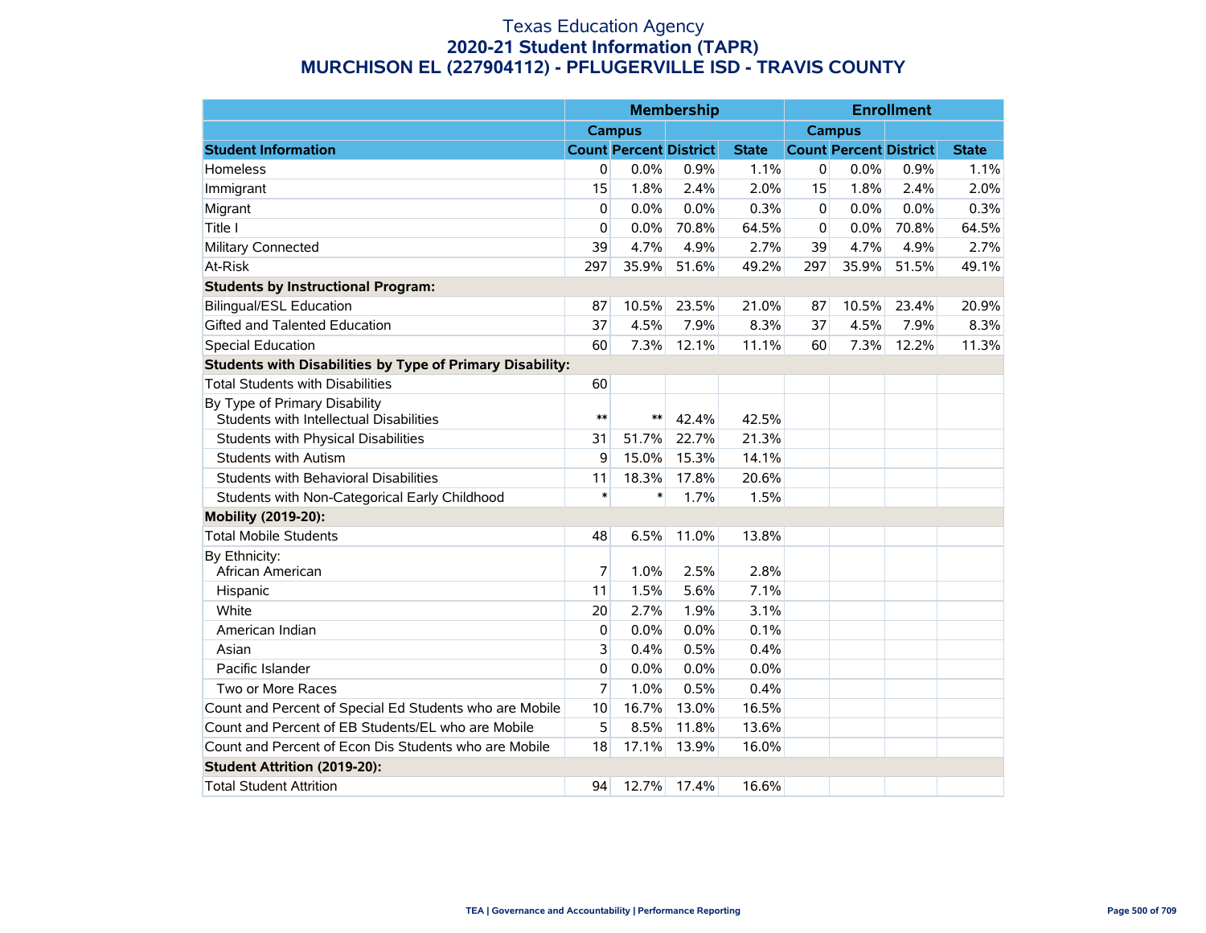# Texas Education Agency
## 2020-21 Student Information (TAPR)
## MURCHISON EL (227904112) - PFLUGERVILLE ISD - TRAVIS COUNTY

| | Membership | | | | Enrollment | | | |
|---|---|---|---|---|---|---|---|---|
| | Campus | | | | Campus | | | |
| **Student Information** | **Count** | **Percent** | **District** | **State** | **Count** | **Percent** | **District** | **State** |
| Homeless | 0 | 0.0% | 0.9% | 1.1% | 0 | 0.0% | 0.9% | 1.1% |
| Immigrant | 15 | 1.8% | 2.4% | 2.0% | 15 | 1.8% | 2.4% | 2.0% |
| Migrant | 0 | 0.0% | 0.0% | 0.3% | 0 | 0.0% | 0.0% | 0.3% |
| Title I | 0 | 0.0% | 70.8% | 64.5% | 0 | 0.0% | 70.8% | 64.5% |
| Military Connected | 39 | 4.7% | 4.9% | 2.7% | 39 | 4.7% | 4.9% | 2.7% |
| At-Risk | 297 | 35.9% | 51.6% | 49.2% | 297 | 35.9% | 51.5% | 49.1% |
| **Students by Instructional Program:** | | | | | | | | |
| Bilingual/ESL Education | 87 | 10.5% | 23.5% | 21.0% | 87 | 10.5% | 23.4% | 20.9% |
| Gifted and Talented Education | 37 | 4.5% | 7.9% | 8.3% | 37 | 4.5% | 7.9% | 8.3% |
| Special Education | 60 | 7.3% | 12.1% | 11.1% | 60 | 7.3% | 12.2% | 11.3% |
| **Students with Disabilities by Type of Primary Disability:** | | | | | | | | |
| Total Students with Disabilities | 60 | | | | | | | |
| By Type of Primary Disability<br>Students with Intellectual Disabilities | ** | ** | 42.4% | 42.5% | | | | |
| Students with Physical Disabilities | 31 | 51.7% | 22.7% | 21.3% | | | | |
| Students with Autism | 9 | 15.0% | 15.3% | 14.1% | | | | |
| Students with Behavioral Disabilities | 11 | 18.3% | 17.8% | 20.6% | | | | |
| Students with Non-Categorical Early Childhood | * | * | 1.7% | 1.5% | | | | |
| **Mobility (2019-20):** | | | | | | | | |
| Total Mobile Students | 48 | 6.5% | 11.0% | 13.8% | | | | |
| By Ethnicity:<br>African American | 7 | 1.0% | 2.5% | 2.8% | | | | |
| Hispanic | 11 | 1.5% | 5.6% | 7.1% | | | | |
| White | 20 | 2.7% | 1.9% | 3.1% | | | | |
| American Indian | 0 | 0.0% | 0.0% | 0.1% | | | | |
| Asian | 3 | 0.4% | 0.5% | 0.4% | | | | |
| Pacific Islander | 0 | 0.0% | 0.0% | 0.0% | | | | |
| Two or More Races | 7 | 1.0% | 0.5% | 0.4% | | | | |
| Count and Percent of Special Ed Students who are Mobile | 10 | 16.7% | 13.0% | 16.5% | | | | |
| Count and Percent of EB Students/EL who are Mobile | 5 | 8.5% | 11.8% | 13.6% | | | | |
| Count and Percent of Econ Dis Students who are Mobile | 18 | 17.1% | 13.9% | 16.0% | | | | |
| **Student Attrition (2019-20):** | | | | | | | | |
| Total Student Attrition | 94 | 12.7% | 17.4% | 16.6% | | | | |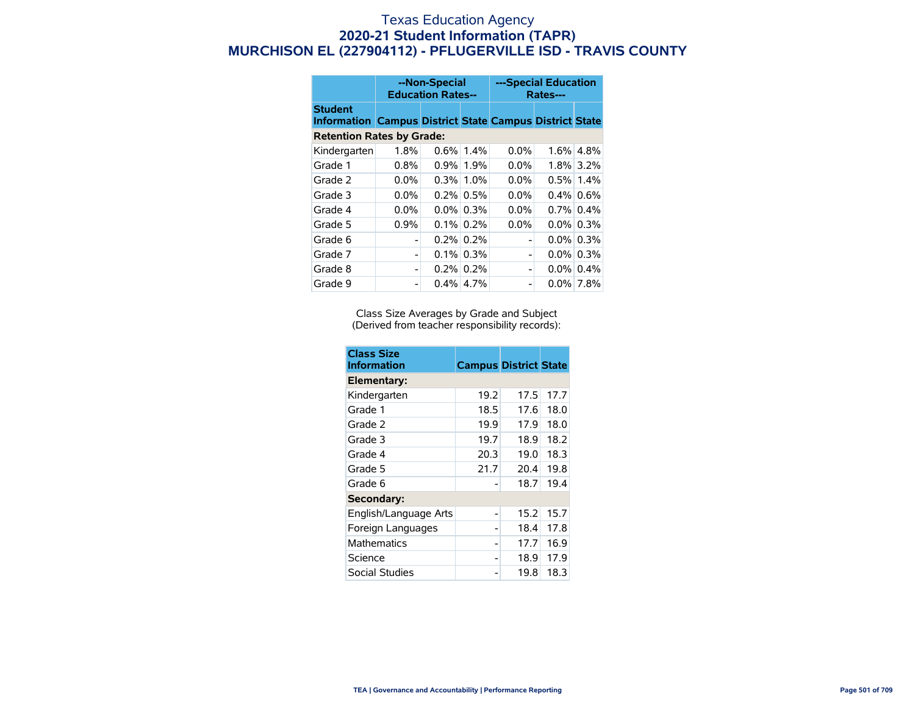# Texas Education Agency
## 2020-21 Student Information (TAPR)
## MURCHISON EL (227904112) - PFLUGERVILLE ISD - TRAVIS COUNTY

| Student Information | --Non-Special Education Rates-- | | | ---Special Education Rates--- | | |
|---|---|---|---|---|---|---|
| | Campus | District | State | Campus | District | State |
| **Retention Rates by Grade:** | | | | | | |
| Kindergarten | 1.8% | 0.6% | 1.4% | 0.0% | 1.6% | 4.8% |
| Grade 1 | 0.8% | 0.9% | 1.9% | 0.0% | 1.8% | 3.2% |
| Grade 2 | 0.0% | 0.3% | 1.0% | 0.0% | 0.5% | 1.4% |
| Grade 3 | 0.0% | 0.2% | 0.5% | 0.0% | 0.4% | 0.6% |
| Grade 4 | 0.0% | 0.0% | 0.3% | 0.0% | 0.7% | 0.4% |
| Grade 5 | 0.9% | 0.1% | 0.2% | 0.0% | 0.0% | 0.3% |
| Grade 6 | - | 0.2% | 0.2% | - | 0.0% | 0.3% |
| Grade 7 | - | 0.1% | 0.3% | - | 0.0% | 0.3% |
| Grade 8 | - | 0.2% | 0.2% | - | 0.0% | 0.4% |
| Grade 9 | - | 0.4% | 4.7% | - | 0.0% | 7.8% |

Class Size Averages by Grade and Subject
(Derived from teacher responsibility records):

| Class Size Information | Campus | District | State |
|---|---|---|---|
| **Elementary:** | | | |
| Kindergarten | 19.2 | 17.5 | 17.7 |
| Grade 1 | 18.5 | 17.6 | 18.0 |
| Grade 2 | 19.9 | 17.9 | 18.0 |
| Grade 3 | 19.7 | 18.9 | 18.2 |
| Grade 4 | 20.3 | 19.0 | 18.3 |
| Grade 5 | 21.7 | 20.4 | 19.8 |
| Grade 6 | - | 18.7 | 19.4 |
| **Secondary:** | | | |
| English/Language Arts | - | 15.2 | 15.7 |
| Foreign Languages | - | 18.4 | 17.8 |
| Mathematics | - | 17.7 | 16.9 |
| Science | - | 18.9 | 17.9 |
| Social Studies | - | 19.8 | 18.3 |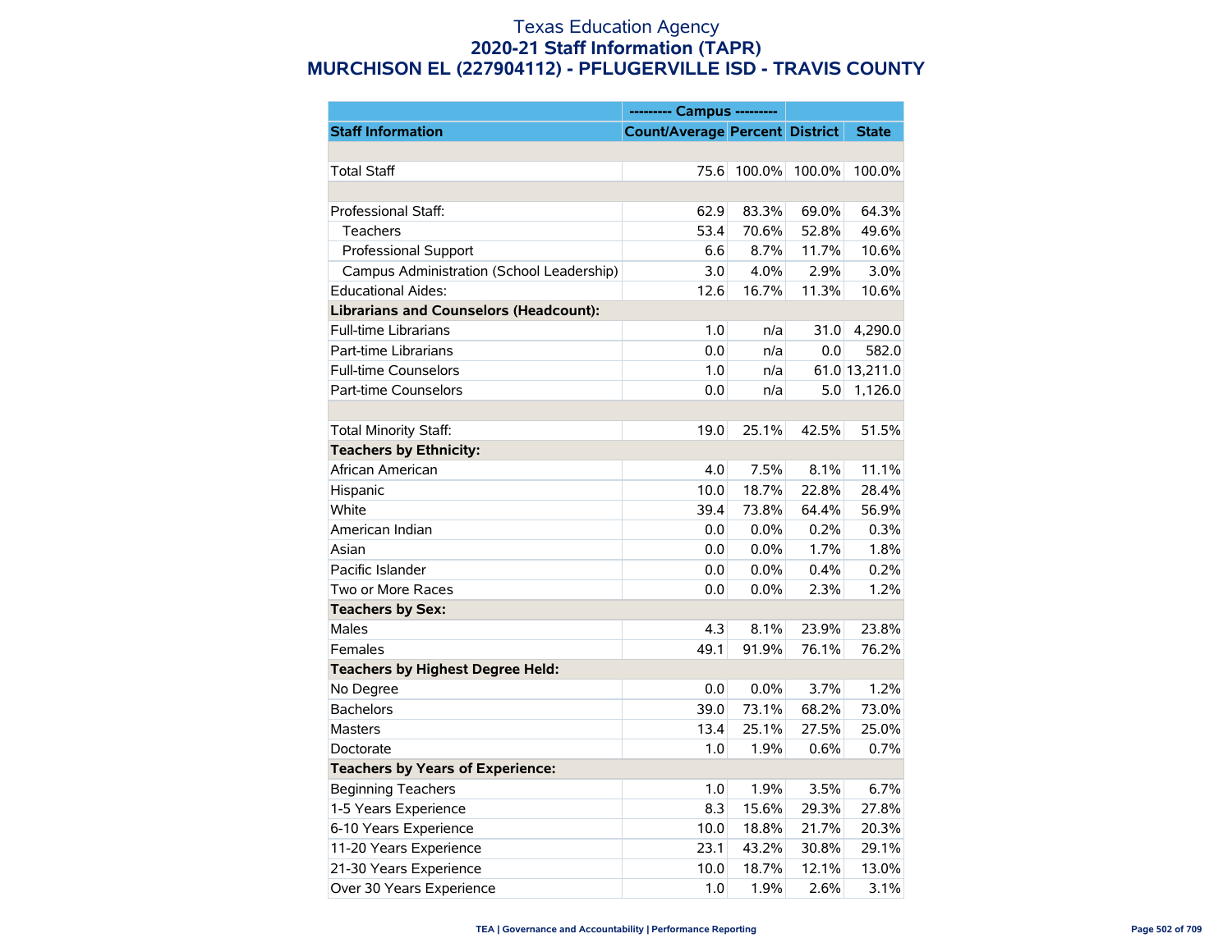# Texas Education Agency
## 2020-21 Staff Information (TAPR)
## MURCHISON EL (227904112) - PFLUGERVILLE ISD - TRAVIS COUNTY

| | --------- Campus --------- | | | |
|---|---|---|---|---|
| **Staff Information** | **Count/Average** | **Percent** | **District** | **State** |
| | | | | |
| Total Staff | 75.6 | 100.0% | 100.0% | 100.0% |
| | | | | |
| Professional Staff: | 62.9 | 83.3% | 69.0% | 64.3% |
| Teachers | 53.4 | 70.6% | 52.8% | 49.6% |
| Professional Support | 6.6 | 8.7% | 11.7% | 10.6% |
| Campus Administration (School Leadership) | 3.0 | 4.0% | 2.9% | 3.0% |
| Educational Aides: | 12.6 | 16.7% | 11.3% | 10.6% |
| **Librarians and Counselors (Headcount):** | | | | |
| Full-time Librarians | 1.0 | n/a | 31.0 | 4,290.0 |
| Part-time Librarians | 0.0 | n/a | 0.0 | 582.0 |
| Full-time Counselors | 1.0 | n/a | 61.0 | 13,211.0 |
| Part-time Counselors | 0.0 | n/a | 5.0 | 1,126.0 |
| | | | | |
| Total Minority Staff: | 19.0 | 25.1% | 42.5% | 51.5% |
| **Teachers by Ethnicity:** | | | | |
| African American | 4.0 | 7.5% | 8.1% | 11.1% |
| Hispanic | 10.0 | 18.7% | 22.8% | 28.4% |
| White | 39.4 | 73.8% | 64.4% | 56.9% |
| American Indian | 0.0 | 0.0% | 0.2% | 0.3% |
| Asian | 0.0 | 0.0% | 1.7% | 1.8% |
| Pacific Islander | 0.0 | 0.0% | 0.4% | 0.2% |
| Two or More Races | 0.0 | 0.0% | 2.3% | 1.2% |
| **Teachers by Sex:** | | | | |
| Males | 4.3 | 8.1% | 23.9% | 23.8% |
| Females | 49.1 | 91.9% | 76.1% | 76.2% |
| **Teachers by Highest Degree Held:** | | | | |
| No Degree | 0.0 | 0.0% | 3.7% | 1.2% |
| Bachelors | 39.0 | 73.1% | 68.2% | 73.0% |
| Masters | 13.4 | 25.1% | 27.5% | 25.0% |
| Doctorate | 1.0 | 1.9% | 0.6% | 0.7% |
| **Teachers by Years of Experience:** | | | | |
| Beginning Teachers | 1.0 | 1.9% | 3.5% | 6.7% |
| 1-5 Years Experience | 8.3 | 15.6% | 29.3% | 27.8% |
| 6-10 Years Experience | 10.0 | 18.8% | 21.7% | 20.3% |
| 11-20 Years Experience | 23.1 | 43.2% | 30.8% | 29.1% |
| 21-30 Years Experience | 10.0 | 18.7% | 12.1% | 13.0% |
| Over 30 Years Experience | 1.0 | 1.9% | 2.6% | 3.1% |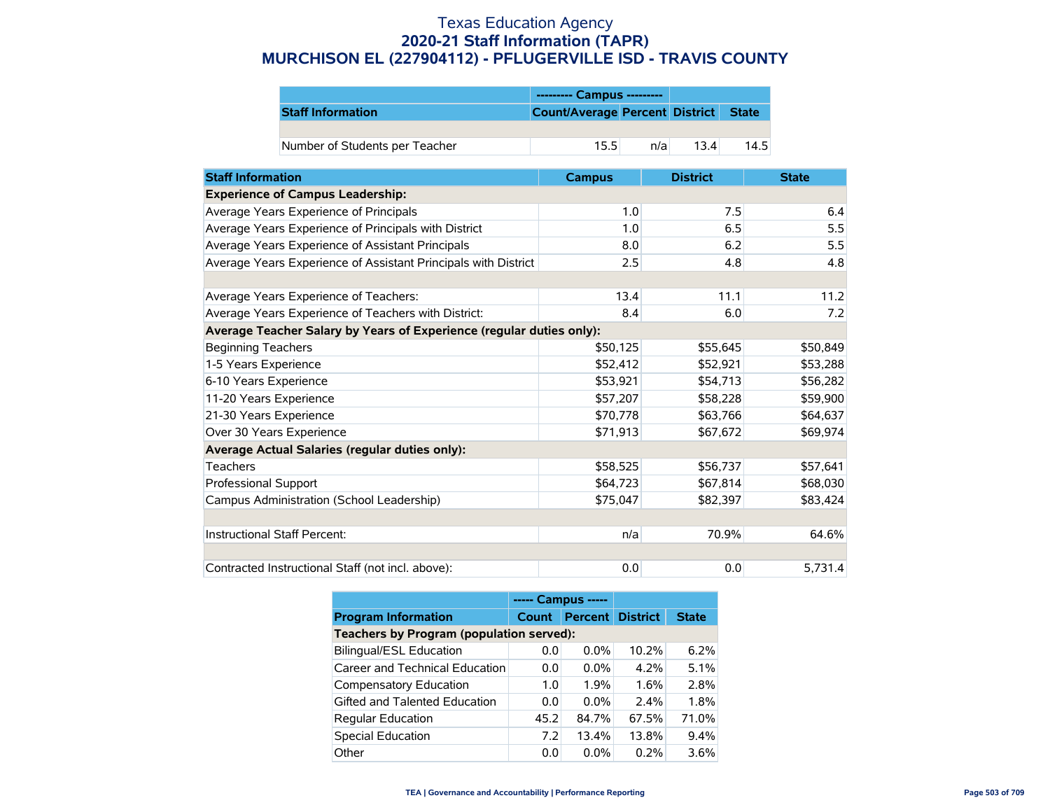# Texas Education Agency
## 2020-21 Staff Information (TAPR)
## MURCHISON EL (227904112) - PFLUGERVILLE ISD - TRAVIS COUNTY

| | --------- Campus --------- | | | |
|---|---|---|---|---|
| **Staff Information** | **Count/Average** | **Percent** | **District** | **State** |
| | | | | |
| Number of Students per Teacher | 15.5 | n/a | 13.4 | 14.5 |

| Staff Information | Campus | District | State |
|---|---|---|---|
| **Experience of Campus Leadership:** | | | |
| Average Years Experience of Principals | 1.0 | 7.5 | 6.4 |
| Average Years Experience of Principals with District | 1.0 | 6.5 | 5.5 |
| Average Years Experience of Assistant Principals | 8.0 | 6.2 | 5.5 |
| Average Years Experience of Assistant Principals with District | 2.5 | 4.8 | 4.8 |
| | | | |
| Average Years Experience of Teachers: | 13.4 | 11.1 | 11.2 |
| Average Years Experience of Teachers with District: | 8.4 | 6.0 | 7.2 |
| **Average Teacher Salary by Years of Experience (regular duties only):** | | | |
| Beginning Teachers | $50,125 | $55,645 | $50,849 |
| 1-5 Years Experience | $52,412 | $52,921 | $53,288 |
| 6-10 Years Experience | $53,921 | $54,713 | $56,282 |
| 11-20 Years Experience | $57,207 | $58,228 | $59,900 |
| 21-30 Years Experience | $70,778 | $63,766 | $64,637 |
| Over 30 Years Experience | $71,913 | $67,672 | $69,974 |
| **Average Actual Salaries (regular duties only):** | | | |
| Teachers | $58,525 | $56,737 | $57,641 |
| Professional Support | $64,723 | $67,814 | $68,030 |
| Campus Administration (School Leadership) | $75,047 | $82,397 | $83,424 |
| | | | |
| Instructional Staff Percent: | n/a | 70.9% | 64.6% |
| | | | |
| Contracted Instructional Staff (not incl. above): | 0.0 | 0.0 | 5,731.4 |

| | ----- Campus ----- | | | |
|---|---|---|---|---|
| **Program Information** | **Count** | **Percent** | **District** | **State** |
| **Teachers by Program (population served):** | | | | |
| Bilingual/ESL Education | 0.0 | 0.0% | 10.2% | 6.2% |
| Career and Technical Education | 0.0 | 0.0% | 4.2% | 5.1% |
| Compensatory Education | 1.0 | 1.9% | 1.6% | 2.8% |
| Gifted and Talented Education | 0.0 | 0.0% | 2.4% | 1.8% |
| Regular Education | 45.2 | 84.7% | 67.5% | 71.0% |
| Special Education | 7.2 | 13.4% | 13.8% | 9.4% |
| Other | 0.0 | 0.0% | 0.2% | 3.6% |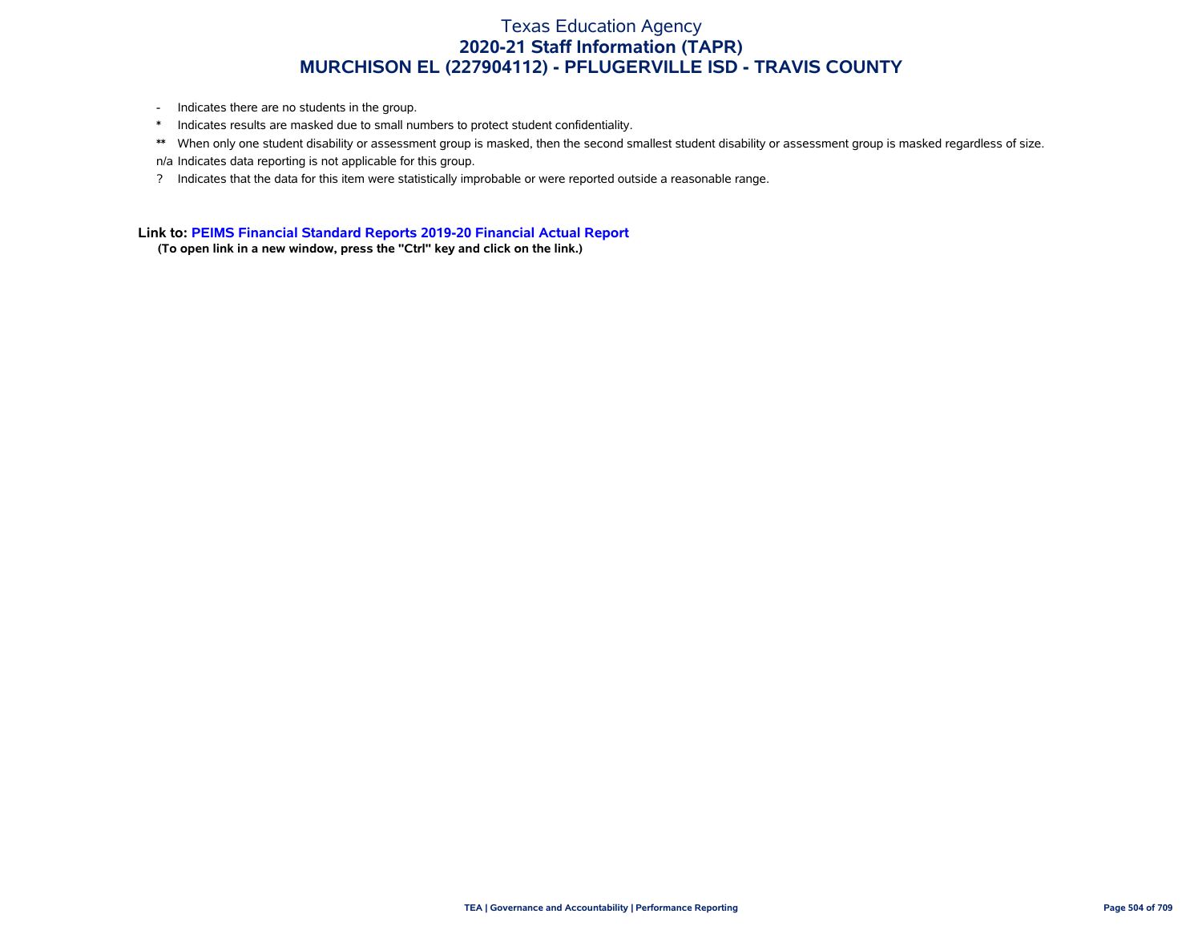- Indicates there are no students in the group.

* Indicates results are masked due to small numbers to protect student confidentiality.

** When only one student disability or assessment group is masked, then the second smallest student disability or assessment group is masked regardless of size.

n/a Indicates data reporting is not applicable for this group.

? Indicates that the data for this item were statistically improbable or were reported outside a reasonable range.

**Link to: PEIMS Financial Standard Reports 2019-20 Financial Actual Report**

**(To open link in a new window, press the "Ctrl" key and click on the link.)**